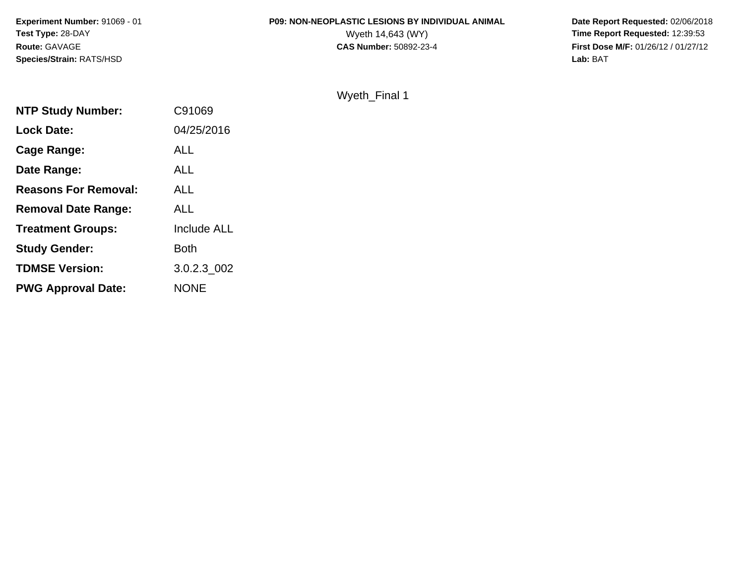**Experiment Number:** 91069 - 01
**Test Type:** 28-DAY
**Route:** GAVAGE
**Species/Strain:** RATS/HSD

**P09: NON-NEOPLASTIC LESIONS BY INDIVIDUAL ANIMAL**
Wyeth 14,643 (WY)
**CAS Number:** 50892-23-4

**Date Report Requested:** 02/06/2018
**Time Report Requested:** 12:39:53
**First Dose M/F:** 01/26/12 / 01/27/12
**Lab:** BAT

Wyeth_Final 1

| | |
|---|---|
| **NTP Study Number:** | C91069 |
| **Lock Date:** | 04/25/2016 |
| **Cage Range:** | ALL |
| **Date Range:** | ALL |
| **Reasons For Removal:** | ALL |
| **Removal Date Range:** | ALL |
| **Treatment Groups:** | Include ALL |
| **Study Gender:** | Both |
| **TDMSE Version:** | 3.0.2.3_002 |
| **PWG Approval Date:** | NONE |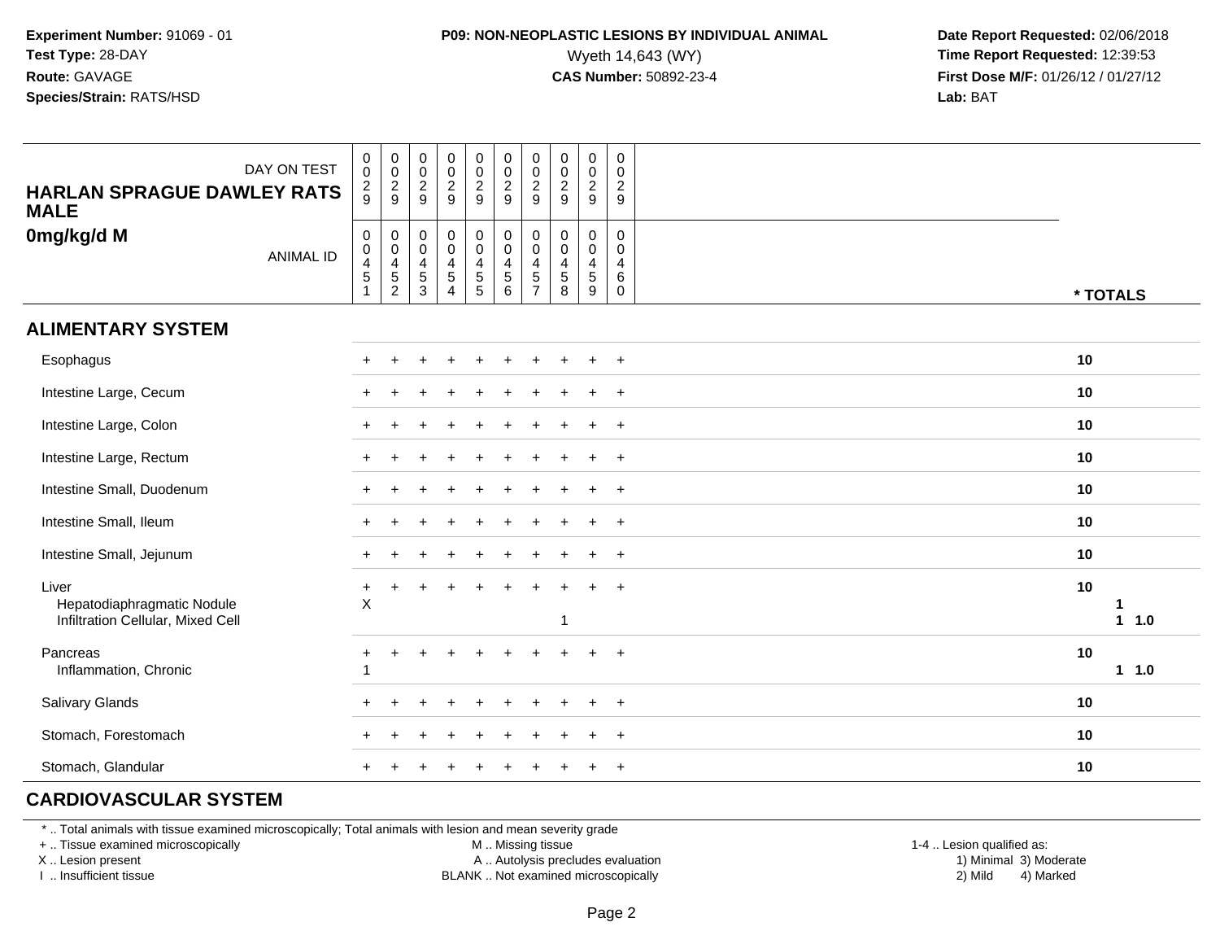**Experiment Number:** 91069 - 01
**Test Type:** 28-DAY
**Route:** GAVAGE
**Species/Strain:** RATS/HSD

**P09: NON-NEOPLASTIC LESIONS BY INDIVIDUAL ANIMAL**
Wyeth 14,643 (WY)
**CAS Number:** 50892-23-4

**Date Report Requested:** 02/06/2018
**Time Report Requested:** 12:39:53
**First Dose M/F:** 01/26/12 / 01/27/12
**Lab:** BAT

| HARLAN SPRAGUE DAWLEY RATS MALE 0mg/kg/d M | | | | | | | | | | | |
|---|---|---|---|---|---|---|---|---|---|---|---|
| DAY ON TEST | 0029 | 0029 | 0029 | 0029 | 0029 | 0029 | 0029 | 0029 | 0029 | 0029 | |
| ANIMAL ID | 00451 | 00452 | 00453 | 00454 | 00455 | 00456 | 00457 | 00458 | 00459 | 00460 | * TOTALS |
| **ALIMENTARY SYSTEM** | | | | | | | | | | | |
| Esophagus | + | + | + | + | + | + | + | + | + | + | 10 |
| Intestine Large, Cecum | + | + | + | + | + | + | + | + | + | + | 10 |
| Intestine Large, Colon | + | + | + | + | + | + | + | + | + | + | 10 |
| Intestine Large, Rectum | + | + | + | + | + | + | + | + | + | + | 10 |
| Intestine Small, Duodenum | + | + | + | + | + | + | + | + | + | + | 10 |
| Intestine Small, Ileum | + | + | + | + | + | + | + | + | + | + | 10 |
| Intestine Small, Jejunum | + | + | + | + | + | + | + | + | + | + | 10 |
| Liver | + | + | + | + | + | + | + | + | + | + | 10 |
| Hepatodiaphragmatic Nodule | X | | | | | | | | | | 1 |
| Infiltration Cellular, Mixed Cell | | | | | | | | 1 | | | 1 1.0 |
| Pancreas | + | + | + | + | + | + | + | + | + | + | 10 |
| Inflammation, Chronic | 1 | | | | | | | | | | 1 1.0 |
| Salivary Glands | + | + | + | + | + | + | + | + | + | + | 10 |
| Stomach, Forestomach | + | + | + | + | + | + | + | + | + | + | 10 |
| Stomach, Glandular | + | + | + | + | + | + | + | + | + | + | 10 |
| **CARDIOVASCULAR SYSTEM** | | | | | | | | | | | |

* .. Total animals with tissue examined microscopically; Total animals with lesion and mean severity grade
+ .. Tissue examined microscopically
X .. Lesion present
I .. Insufficient tissue

M .. Missing tissue
A .. Autolysis precludes evaluation
BLANK .. Not examined microscopically

1-4 .. Lesion qualified as:
1) Minimal 3) Moderate
2) Mild 4) Marked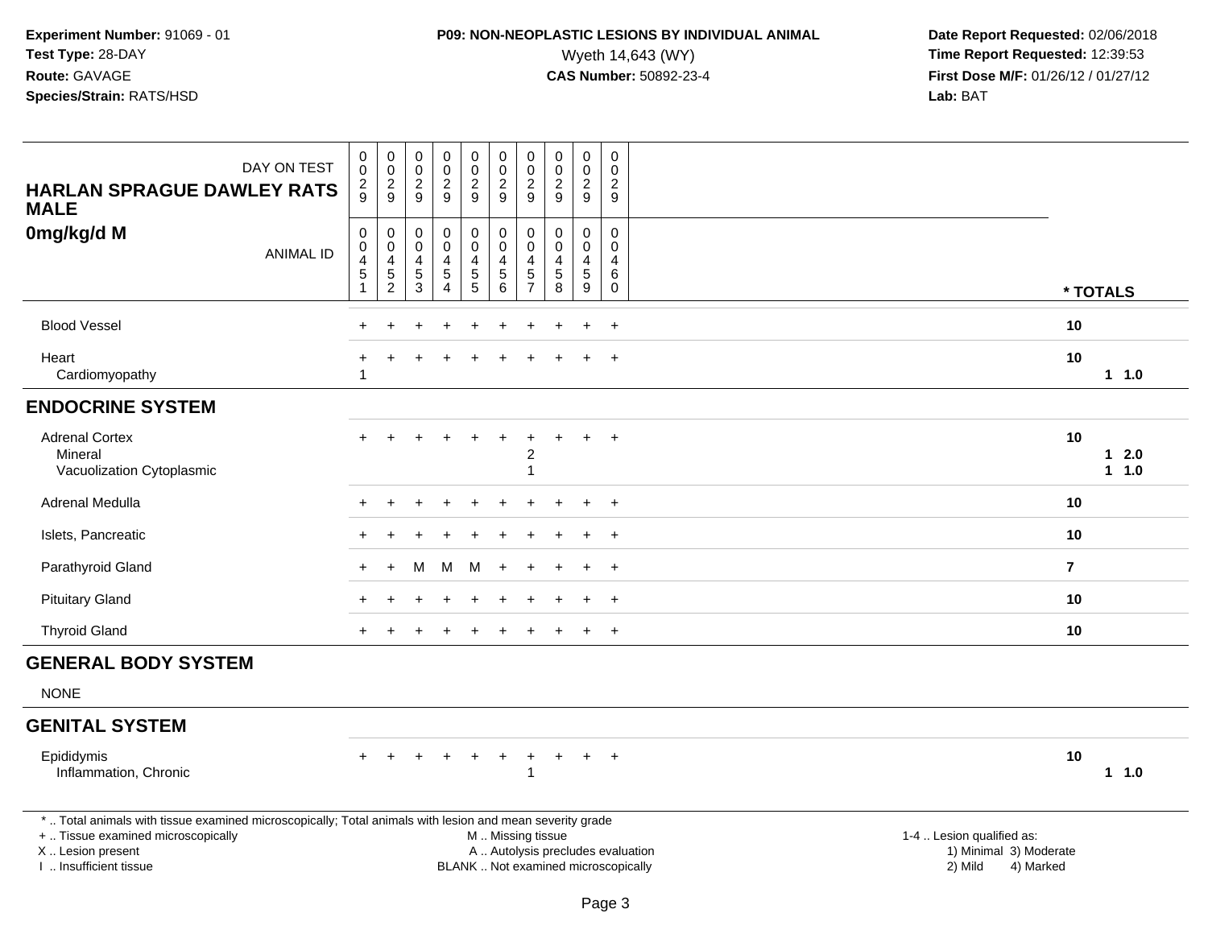**Experiment Number:** 91069 - 01
**Test Type:** 28-DAY
**Route:** GAVAGE
**Species/Strain:** RATS/HSD

**P09: NON-NEOPLASTIC LESIONS BY INDIVIDUAL ANIMAL**
Wyeth 14,643 (WY)
**CAS Number:** 50892-23-4

**Date Report Requested:** 02/06/2018
**Time Report Requested:** 12:39:53
**First Dose M/F:** 01/26/12 / 01/27/12
**Lab:** BAT

| HARLAN SPRAGUE DAWLEY RATS MALE 0mg/kg/d M | | | | | | | | | | | |
|---|---|---|---|---|---|---|---|---|---|---|---|
| DAY ON TEST | 0029 | 0029 | 0029 | 0029 | 0029 | 0029 | 0029 | 0029 | 0029 | 0029 | |
| ANIMAL ID | 00451 | 00452 | 00453 | 00454 | 00455 | 00456 | 00457 | 00458 | 00459 | 00460 | * TOTALS |
| Blood Vessel | + | + | + | + | + | + | + | + | + | + | 10 |
| Heart | + | + | + | + | + | + | + | + | + | + | 10 |
| Cardiomyopathy | 1 | | | | | | | | | | 1 1.0 |
| **ENDOCRINE SYSTEM** | | | | | | | | | | | |
| Adrenal Cortex | + | + | + | + | + | + | + | + | + | + | 10 |
| Mineral | | | | | | | 2 | | | | 1 2.0 |
| Vacuolization Cytoplasmic | | | | | | | 1 | | | | 1 1.0 |
| Adrenal Medulla | + | + | + | + | + | + | + | + | + | + | 10 |
| Islets, Pancreatic | + | + | + | + | + | + | + | + | + | + | 10 |
| Parathyroid Gland | + | + | M | M | M | + | + | + | + | + | 7 |
| Pituitary Gland | + | + | + | + | + | + | + | + | + | + | 10 |
| Thyroid Gland | + | + | + | + | + | + | + | + | + | + | 10 |
| **GENERAL BODY SYSTEM** | | | | | | | | | | | |
| NONE | | | | | | | | | | | |
| **GENITAL SYSTEM** | | | | | | | | | | | |
| Epididymis | + | + | + | + | + | + | + | + | + | + | 10 |
| Inflammation, Chronic | | | | | | | 1 | | | | 1 1.0 |

* .. Total animals with tissue examined microscopically; Total animals with lesion and mean severity grade
+ .. Tissue examined microscopically
X .. Lesion present
I .. Insufficient tissue
M .. Missing tissue
A .. Autolysis precludes evaluation
BLANK .. Not examined microscopically
1-4 .. Lesion qualified as: 1) Minimal 2) Mild 3) Moderate 4) Marked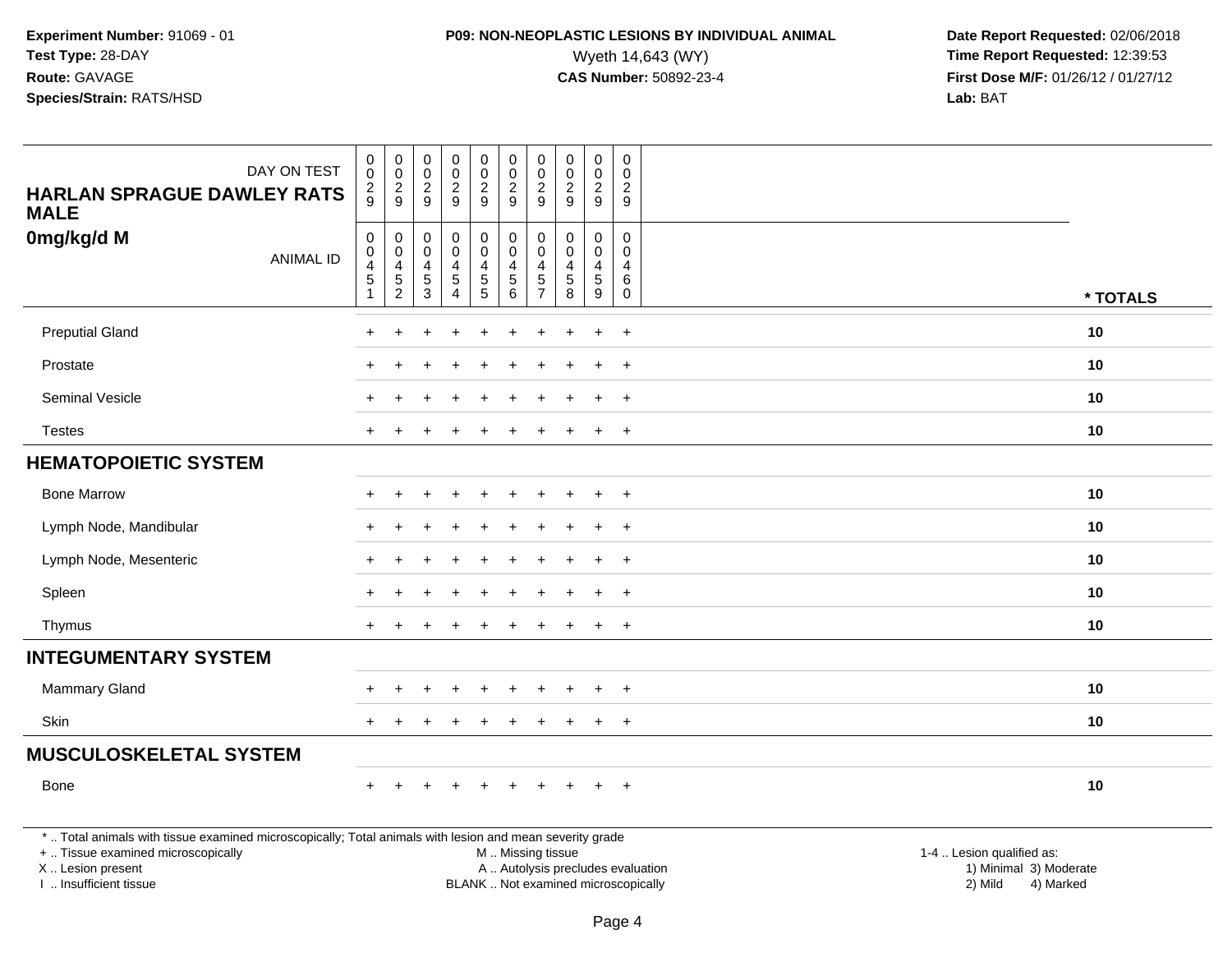**Experiment Number:** 91069 - 01
**Test Type:** 28-DAY
**Route:** GAVAGE
**Species/Strain:** RATS/HSD

**P09: NON-NEOPLASTIC LESIONS BY INDIVIDUAL ANIMAL**
Wyeth 14,643 (WY)
**CAS Number:** 50892-23-4

**Date Report Requested:** 02/06/2018
**Time Report Requested:** 12:39:53
**First Dose M/F:** 01/26/12 / 01/27/12
**Lab:** BAT

| DAY ON TEST | 029 | 029 | 029 | 029 | 029 | 029 | 029 | 029 | 029 | 029 | |
|---|---|---|---|---|---|---|---|---|---|---|---|
| **HARLAN SPRAGUE DAWLEY RATS MALE** | | | | | | | | | | | |
| **0mg/kg/d M** ANIMAL ID | 00451 | 00452 | 00453 | 00454 | 00455 | 00456 | 00457 | 00458 | 00459 | 00460 | *** TOTALS** |
| Preputial Gland | + | + | + | + | + | + | + | + | + | + | **10** |
| Prostate | + | + | + | + | + | + | + | + | + | + | **10** |
| Seminal Vesicle | + | + | + | + | + | + | + | + | + | + | **10** |
| Testes | + | + | + | + | + | + | + | + | + | + | **10** |
| **HEMATOPOIETIC SYSTEM** | | | | | | | | | | | |
| Bone Marrow | + | + | + | + | + | + | + | + | + | + | **10** |
| Lymph Node, Mandibular | + | + | + | + | + | + | + | + | + | + | **10** |
| Lymph Node, Mesenteric | + | + | + | + | + | + | + | + | + | + | **10** |
| Spleen | + | + | + | + | + | + | + | + | + | + | **10** |
| Thymus | + | + | + | + | + | + | + | + | + | + | **10** |
| **INTEGUMENTARY SYSTEM** | | | | | | | | | | | |
| Mammary Gland | + | + | + | + | + | + | + | + | + | + | **10** |
| Skin | + | + | + | + | + | + | + | + | + | + | **10** |
| **MUSCULOSKELETAL SYSTEM** | | | | | | | | | | | |
| Bone | + | + | + | + | + | + | + | + | + | + | **10** |

* .. Total animals with tissue examined microscopically; Total animals with lesion and mean severity grade
+ .. Tissue examined microscopically
X .. Lesion present
I .. Insufficient tissue

M .. Missing tissue
A .. Autolysis precludes evaluation
BLANK .. Not examined microscopically

1-4 .. Lesion qualified as:
1) Minimal 3) Moderate
2) Mild 4) Marked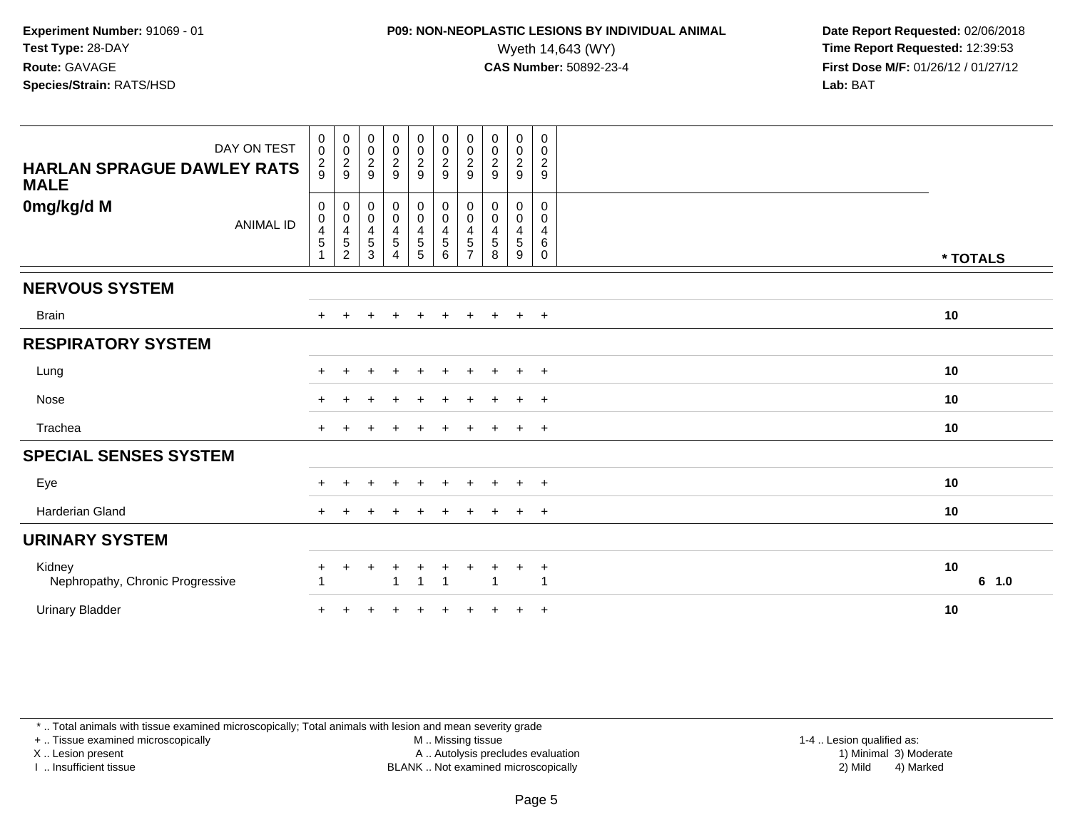**Experiment Number:** 91069 - 01
**Test Type:** 28-DAY
**Route:** GAVAGE
**Species/Strain:** RATS/HSD

**P09: NON-NEOPLASTIC LESIONS BY INDIVIDUAL ANIMAL**
Wyeth 14,643 (WY)
**CAS Number:** 50892-23-4

**Date Report Requested:** 02/06/2018
**Time Report Requested:** 12:39:53
**First Dose M/F:** 01/26/12 / 01/27/12
**Lab:** BAT

| HARLAN SPRAGUE DAWLEY RATS MALE 0mg/kg/d M | | | | | | | | | | | |
|---|---|---|---|---|---|---|---|---|---|---|---|
| DAY ON TEST | 0029 | 0029 | 0029 | 0029 | 0029 | 0029 | 0029 | 0029 | 0029 | 0029 | |
| ANIMAL ID | 00451 | 00452 | 00453 | 00454 | 00455 | 00456 | 00457 | 00458 | 00459 | 00460 | * TOTALS |
| **NERVOUS SYSTEM** | | | | | | | | | | | |
| Brain | + | + | + | + | + | + | + | + | + | + | 10 |
| **RESPIRATORY SYSTEM** | | | | | | | | | | | |
| Lung | + | + | + | + | + | + | + | + | + | + | 10 |
| Nose | + | + | + | + | + | + | + | + | + | + | 10 |
| Trachea | + | + | + | + | + | + | + | + | + | + | 10 |
| **SPECIAL SENSES SYSTEM** | | | | | | | | | | | |
| Eye | + | + | + | + | + | + | + | + | + | + | 10 |
| Harderian Gland | + | + | + | + | + | + | + | + | + | + | 10 |
| **URINARY SYSTEM** | | | | | | | | | | | |
| Kidney | + | + | + | + | + | + | + | + | + | + | 10 |
| Nephropathy, Chronic Progressive | 1 | | | 1 | 1 | 1 | | 1 | | 1 | 6 1.0 |
| Urinary Bladder | + | + | + | + | + | + | + | + | + | + | 10 |

* .. Total animals with tissue examined microscopically; Total animals with lesion and mean severity grade
+ .. Tissue examined microscopically
X .. Lesion present
I .. Insufficient tissue
M .. Missing tissue
A .. Autolysis precludes evaluation
BLANK .. Not examined microscopically
1-4 .. Lesion qualified as:
1) Minimal 3) Moderate
2) Mild 4) Marked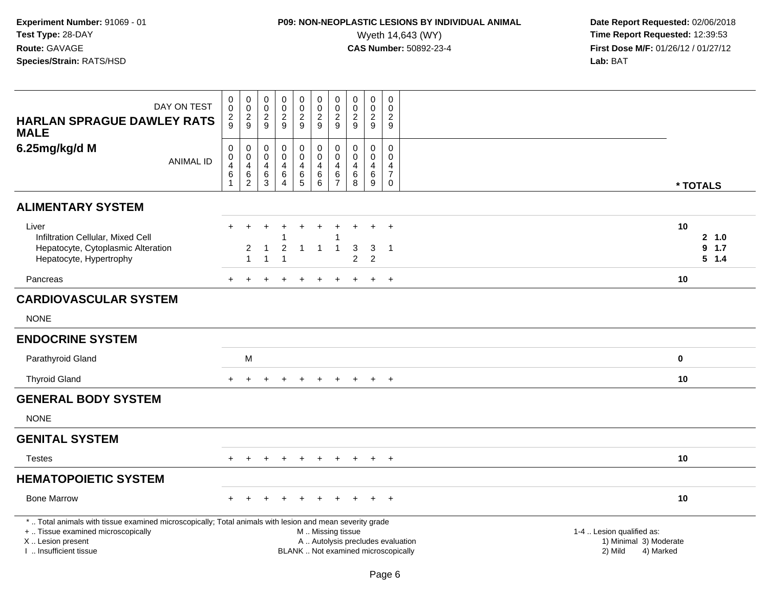**Experiment Number:** 91069 - 01
**Test Type:** 28-DAY
**Route:** GAVAGE
**Species/Strain:** RATS/HSD

**P09: NON-NEOPLASTIC LESIONS BY INDIVIDUAL ANIMAL**
Wyeth 14,643 (WY)
**CAS Number:** 50892-23-4

**Date Report Requested:** 02/06/2018
**Time Report Requested:** 12:39:53
**First Dose M/F:** 01/26/12 / 01/27/12
**Lab:** BAT

**HARLAN SPRAGUE DAWLEY RATS MALE**
**6.25mg/kg/d M**

| DAY ON TEST | 0029 | 0029 | 0029 | 0029 | 0029 | 0029 | 0029 | 0029 | 0029 | 0029 | |
|---|---|---|---|---|---|---|---|---|---|---|---|
| ANIMAL ID | 00461 | 00462 | 00463 | 00464 | 00465 | 00466 | 00467 | 00468 | 00469 | 00470 | * TOTALS |
| **ALIMENTARY SYSTEM** | | | | | | | | | | | |
| Liver | + | + | + | + | + | + | + | + | + | + | 10 |
| Infiltration Cellular, Mixed Cell | | | | 1 | | | 1 | | | | 2 1.0 |
| Hepatocyte, Cytoplasmic Alteration | | 2 | 1 | 2 | 1 | 1 | 1 | 3 | 3 | 1 | 9 1.7 |
| Hepatocyte, Hypertrophy | | 1 | 1 | 1 | | | | 2 | 2 | | 5 1.4 |
| Pancreas | + | + | + | + | + | + | + | + | + | + | 10 |
| **CARDIOVASCULAR SYSTEM** | | | | | | | | | | | |
| NONE | | | | | | | | | | | |
| **ENDOCRINE SYSTEM** | | | | | | | | | | | |
| Parathyroid Gland | | M | | | | | | | | | 0 |
| Thyroid Gland | + | + | + | + | + | + | + | + | + | + | 10 |
| **GENERAL BODY SYSTEM** | | | | | | | | | | | |
| NONE | | | | | | | | | | | |
| **GENITAL SYSTEM** | | | | | | | | | | | |
| Testes | + | + | + | + | + | + | + | + | + | + | 10 |
| **HEMATOPOIETIC SYSTEM** | | | | | | | | | | | |
| Bone Marrow | + | + | + | + | + | + | + | + | + | + | 10 |

* .. Total animals with tissue examined microscopically; Total animals with lesion and mean severity grade
+ .. Tissue examined microscopically
X .. Lesion present
I .. Insufficient tissue

M .. Missing tissue
A .. Autolysis precludes evaluation
BLANK .. Not examined microscopically

1-4 .. Lesion qualified as:
1) Minimal 3) Moderate
2) Mild 4) Marked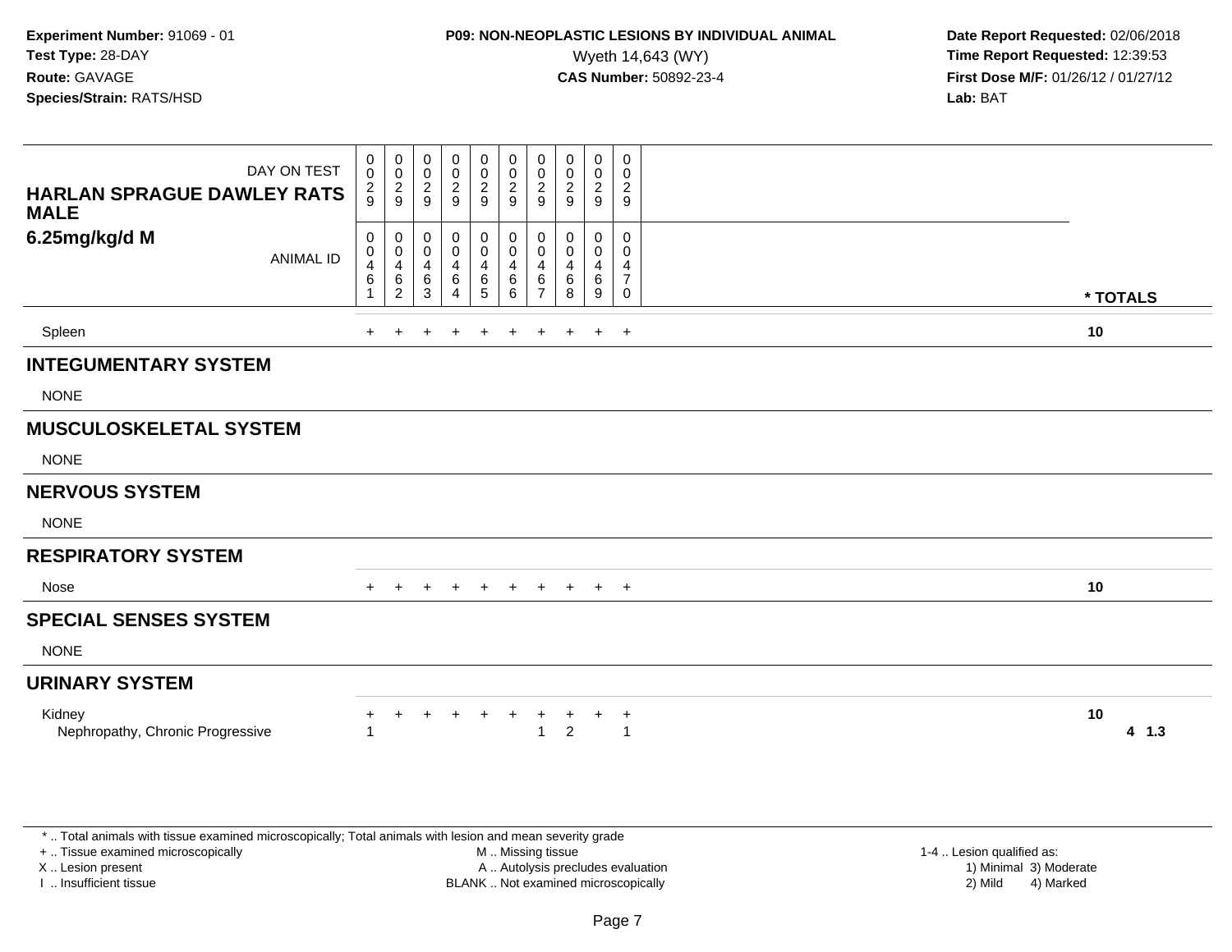**Experiment Number:** 91069 - 01
**Test Type:** 28-DAY
**Route:** GAVAGE
**Species/Strain:** RATS/HSD

**P09: NON-NEOPLASTIC LESIONS BY INDIVIDUAL ANIMAL**
Wyeth 14,643 (WY)
**CAS Number:** 50892-23-4

**Date Report Requested:** 02/06/2018
**Time Report Requested:** 12:39:53
**First Dose M/F:** 01/26/12 / 01/27/12
**Lab:** BAT

## HARLAN SPRAGUE DAWLEY RATS MALE
## 6.25mg/kg/d M

| DAY ON TEST | 0029 | 0029 | 0029 | 0029 | 0029 | 0029 | 0029 | 0029 | 0029 | 0029 | |
|---|---|---|---|---|---|---|---|---|---|---|---|
| ANIMAL ID | 00461 | 00462 | 00463 | 00464 | 00465 | 00466 | 00467 | 00468 | 00469 | 00470 | * TOTALS |
| Spleen | + | + | + | + | + | + | + | + | + | + | 10 |
| **INTEGUMENTARY SYSTEM** | | | | | | | | | | | |
| NONE | | | | | | | | | | | |
| **MUSCULOSKELETAL SYSTEM** | | | | | | | | | | | |
| NONE | | | | | | | | | | | |
| **NERVOUS SYSTEM** | | | | | | | | | | | |
| NONE | | | | | | | | | | | |
| **RESPIRATORY SYSTEM** | | | | | | | | | | | |
| Nose | + | + | + | + | + | + | + | + | + | + | 10 |
| **SPECIAL SENSES SYSTEM** | | | | | | | | | | | |
| NONE | | | | | | | | | | | |
| **URINARY SYSTEM** | | | | | | | | | | | |
| Kidney | + | + | + | + | + | + | + | + | + | + | 10 |
| Nephropathy, Chronic Progressive | 1 | | | | | | 1 | 2 | | 1 | 4 1.3 |

* .. Total animals with tissue examined microscopically; Total animals with lesion and mean severity grade
+ .. Tissue examined microscopically
X .. Lesion present
I .. Insufficient tissue
M .. Missing tissue
A .. Autolysis precludes evaluation
BLANK .. Not examined microscopically
1-4 .. Lesion qualified as:
1) Minimal 3) Moderate
2) Mild 4) Marked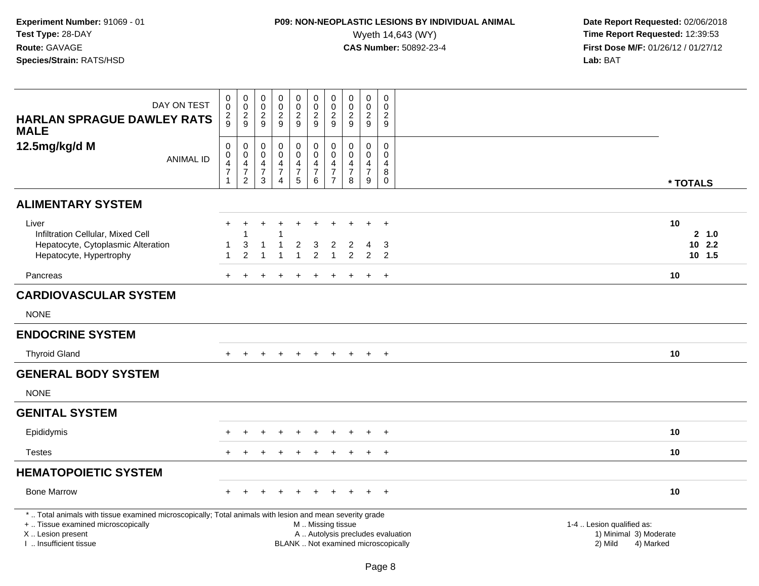**Experiment Number:** 91069 - 01
**Test Type:** 28-DAY
**Route:** GAVAGE
**Species/Strain:** RATS/HSD

**P09: NON-NEOPLASTIC LESIONS BY INDIVIDUAL ANIMAL**
Wyeth 14,643 (WY)
**CAS Number:** 50892-23-4

**Date Report Requested:** 02/06/2018
**Time Report Requested:** 12:39:53
**First Dose M/F:** 01/26/12 / 01/27/12
**Lab:** BAT

**HARLAN SPRAGUE DAWLEY RATS MALE**
**12.5mg/kg/d M**

| DAY ON TEST | 0029 | 0029 | 0029 | 0029 | 0029 | 0029 | 0029 | 0029 | 0029 | 0029 | |
|---|---|---|---|---|---|---|---|---|---|---|---|
| ANIMAL ID | 00471 | 00472 | 00473 | 00474 | 00475 | 00476 | 00477 | 00478 | 00479 | 00480 | * TOTALS |
| **ALIMENTARY SYSTEM** | | | | | | | | | | | |
| Liver | + | + | + | + | + | + | + | + | + | + | 10 |
| Infiltration Cellular, Mixed Cell | | 1 | | 1 | | | | | | | 2 1.0 |
| Hepatocyte, Cytoplasmic Alteration | 1 | 3 | 1 | 1 | 2 | 3 | 2 | 2 | 4 | 3 | 10 2.2 |
| Hepatocyte, Hypertrophy | 1 | 2 | 1 | 1 | 1 | 2 | 1 | 2 | 2 | 2 | 10 1.5 |
| Pancreas | + | + | + | + | + | + | + | + | + | + | 10 |
| **CARDIOVASCULAR SYSTEM** | | | | | | | | | | | |
| NONE | | | | | | | | | | | |
| **ENDOCRINE SYSTEM** | | | | | | | | | | | |
| Thyroid Gland | + | + | + | + | + | + | + | + | + | + | 10 |
| **GENERAL BODY SYSTEM** | | | | | | | | | | | |
| NONE | | | | | | | | | | | |
| **GENITAL SYSTEM** | | | | | | | | | | | |
| Epididymis | + | + | + | + | + | + | + | + | + | + | 10 |
| Testes | + | + | + | + | + | + | + | + | + | + | 10 |
| **HEMATOPOIETIC SYSTEM** | | | | | | | | | | | |
| Bone Marrow | + | + | + | + | + | + | + | + | + | + | 10 |

* .. Total animals with tissue examined microscopically; Total animals with lesion and mean severity grade
+ .. Tissue examined microscopically
X .. Lesion present
I .. Insufficient tissue

M .. Missing tissue
A .. Autolysis precludes evaluation
BLANK .. Not examined microscopically

1-4 .. Lesion qualified as:
1) Minimal 3) Moderate
2) Mild 4) Marked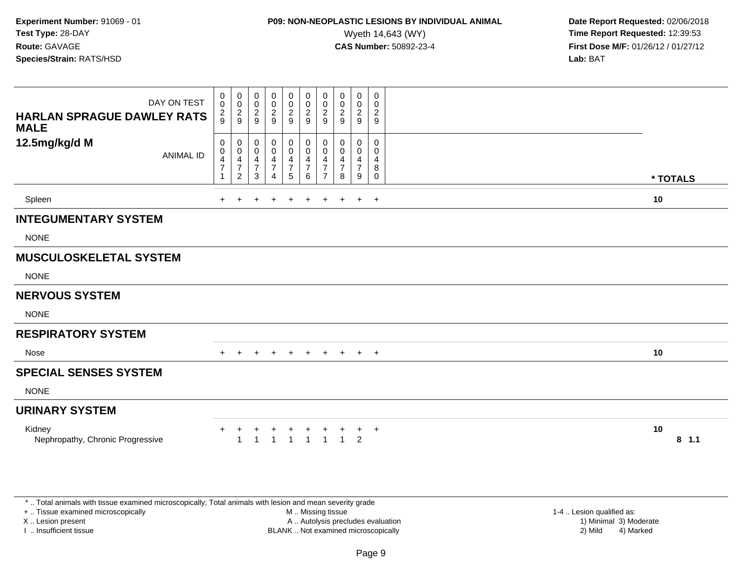**Experiment Number:** 91069 - 01
**Test Type:** 28-DAY
**Route:** GAVAGE
**Species/Strain:** RATS/HSD

**P09: NON-NEOPLASTIC LESIONS BY INDIVIDUAL ANIMAL**
Wyeth 14,643 (WY)
**CAS Number:** 50892-23-4

**Date Report Requested:** 02/06/2018
**Time Report Requested:** 12:39:53
**First Dose M/F:** 01/26/12 / 01/27/12
**Lab:** BAT

| HARLAN SPRAGUE DAWLEY RATS MALE 12.5mg/kg/d M | | | | | | | | | | | |
|---|---|---|---|---|---|---|---|---|---|---|---|
| DAY ON TEST | 0029 | 0029 | 0029 | 0029 | 0029 | 0029 | 0029 | 0029 | 0029 | 0029 | |
| ANIMAL ID | 00471 | 00472 | 00473 | 00474 | 00475 | 00476 | 00477 | 00478 | 00479 | 00480 | * TOTALS |
| Spleen | + | + | + | + | + | + | + | + | + | + | 10 |
| **INTEGUMENTARY SYSTEM** | | | | | | | | | | | |
| NONE | | | | | | | | | | | |
| **MUSCULOSKELETAL SYSTEM** | | | | | | | | | | | |
| NONE | | | | | | | | | | | |
| **NERVOUS SYSTEM** | | | | | | | | | | | |
| NONE | | | | | | | | | | | |
| **RESPIRATORY SYSTEM** | | | | | | | | | | | |
| Nose | + | + | + | + | + | + | + | + | + | + | 10 |
| **SPECIAL SENSES SYSTEM** | | | | | | | | | | | |
| NONE | | | | | | | | | | | |
| **URINARY SYSTEM** | | | | | | | | | | | |
| Kidney | + | + | + | + | + | + | + | + | + | + | 10 |
| Nephropathy, Chronic Progressive | | 1 | 1 | 1 | 1 | 1 | 1 | 1 | 2 | | 8 1.1 |

* .. Total animals with tissue examined microscopically; Total animals with lesion and mean severity grade
+ .. Tissue examined microscopically
X .. Lesion present
I .. Insufficient tissue
M .. Missing tissue
A .. Autolysis precludes evaluation
BLANK .. Not examined microscopically
1-4 .. Lesion qualified as:
1) Minimal 3) Moderate
2) Mild 4) Marked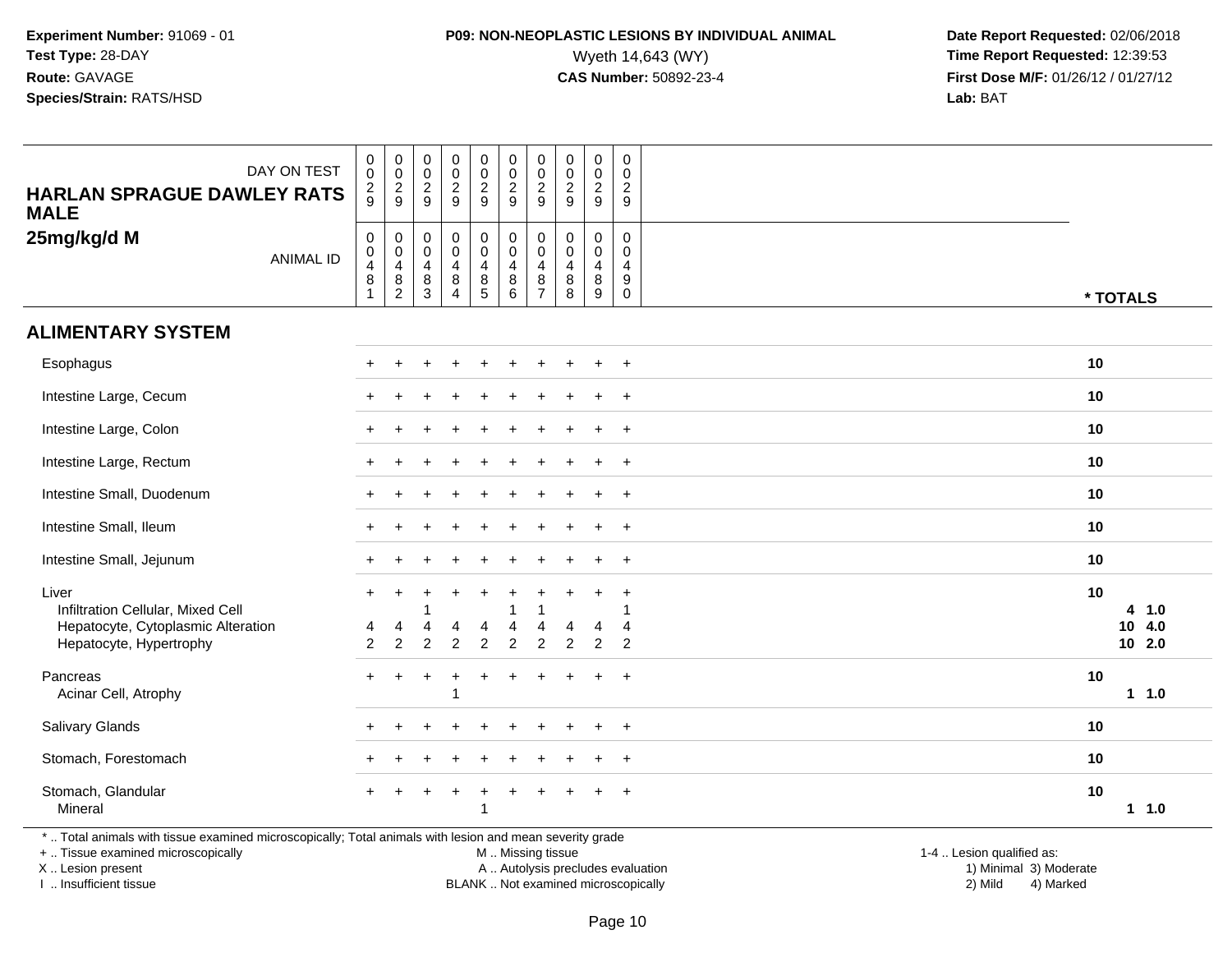**Experiment Number:** 91069 - 01
**Test Type:** 28-DAY
**Route:** GAVAGE
**Species/Strain:** RATS/HSD

**P09: NON-NEOPLASTIC LESIONS BY INDIVIDUAL ANIMAL**
Wyeth 14,643 (WY)
**CAS Number:** 50892-23-4

**Date Report Requested:** 02/06/2018
**Time Report Requested:** 12:39:53
**First Dose M/F:** 01/26/12 / 01/27/12
**Lab:** BAT

| HARLAN SPRAGUE DAWLEY RATS MALE — DAY ON TEST | 029 | 029 | 029 | 029 | 029 | 029 | 029 | 029 | 029 | 029 | |
|---|---|---|---|---|---|---|---|---|---|---|---|
| **25mg/kg/d M** — ANIMAL ID | 00481 | 00482 | 00483 | 00484 | 00485 | 00486 | 00487 | 00488 | 00489 | 00490 | * TOTALS |
| **ALIMENTARY SYSTEM** | | | | | | | | | | | |
| Esophagus | + | + | + | + | + | + | + | + | + | + | 10 |
| Intestine Large, Cecum | + | + | + | + | + | + | + | + | + | + | 10 |
| Intestine Large, Colon | + | + | + | + | + | + | + | + | + | + | 10 |
| Intestine Large, Rectum | + | + | + | + | + | + | + | + | + | + | 10 |
| Intestine Small, Duodenum | + | + | + | + | + | + | + | + | + | + | 10 |
| Intestine Small, Ileum | + | + | + | + | + | + | + | + | + | + | 10 |
| Intestine Small, Jejunum | + | + | + | + | + | + | + | + | + | + | 10 |
| Liver | + | + | + | + | + | + | + | + | + | + | 10 |
| Infiltration Cellular, Mixed Cell | | | 1 | | | 1 | 1 | | | 1 | 4 1.0 |
| Hepatocyte, Cytoplasmic Alteration | 4 | 4 | 4 | 4 | 4 | 4 | 4 | 4 | 4 | 4 | 10 4.0 |
| Hepatocyte, Hypertrophy | 2 | 2 | 2 | 2 | 2 | 2 | 2 | 2 | 2 | 2 | 10 2.0 |
| Pancreas | + | + | + | + | + | + | + | + | + | + | 10 |
| Acinar Cell, Atrophy | | | | 1 | | | | | | | 1 1.0 |
| Salivary Glands | + | + | + | + | + | + | + | + | + | + | 10 |
| Stomach, Forestomach | + | + | + | + | + | + | + | + | + | + | 10 |
| Stomach, Glandular | + | + | + | + | + | + | + | + | + | + | 10 |
| Mineral | | | | | 1 | | | | | | 1 1.0 |

* .. Total animals with tissue examined microscopically; Total animals with lesion and mean severity grade
+ .. Tissue examined microscopically
X .. Lesion present
I .. Insufficient tissue

M .. Missing tissue
A .. Autolysis precludes evaluation
BLANK .. Not examined microscopically

1-4 .. Lesion qualified as:
1) Minimal 3) Moderate
2) Mild 4) Marked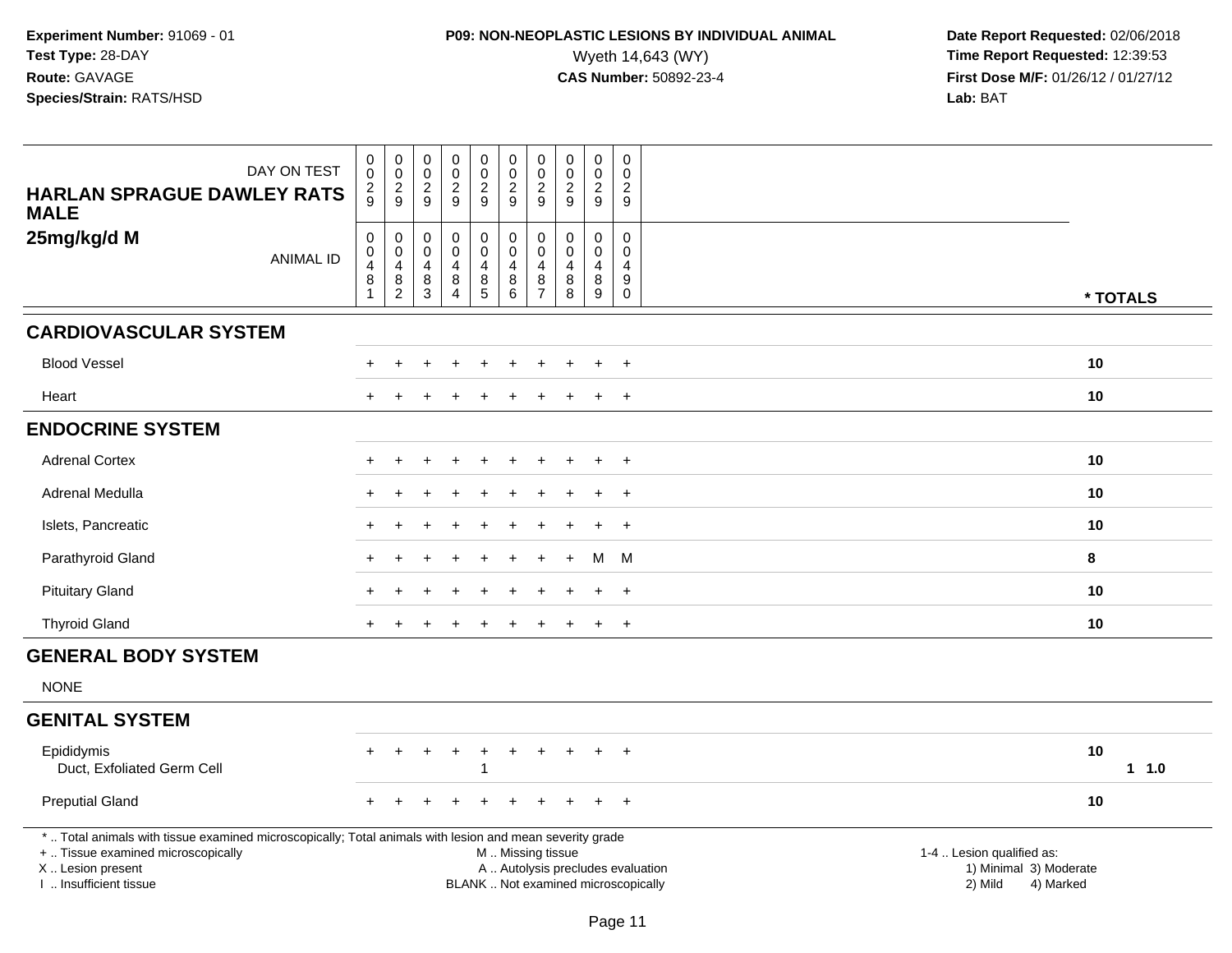**Experiment Number:** 91069 - 01
**Test Type:** 28-DAY
**Route:** GAVAGE
**Species/Strain:** RATS/HSD

**P09: NON-NEOPLASTIC LESIONS BY INDIVIDUAL ANIMAL**
Wyeth 14,643 (WY)
**CAS Number:** 50892-23-4

**Date Report Requested:** 02/06/2018
**Time Report Requested:** 12:39:53
**First Dose M/F:** 01/26/12 / 01/27/12
**Lab:** BAT

| HARLAN SPRAGUE DAWLEY RATS MALE 25mg/kg/d M | | | | | | | | | | | |
|---|---|---|---|---|---|---|---|---|---|---|---|
| DAY ON TEST | 0029 | 0029 | 0029 | 0029 | 0029 | 0029 | 0029 | 0029 | 0029 | 0029 | |
| ANIMAL ID | 00481 | 00482 | 00483 | 00484 | 00485 | 00486 | 00487 | 00488 | 00489 | 00490 | * TOTALS |
| **CARDIOVASCULAR SYSTEM** | | | | | | | | | | | |
| Blood Vessel | + | + | + | + | + | + | + | + | + | + | 10 |
| Heart | + | + | + | + | + | + | + | + | + | + | 10 |
| **ENDOCRINE SYSTEM** | | | | | | | | | | | |
| Adrenal Cortex | + | + | + | + | + | + | + | + | + | + | 10 |
| Adrenal Medulla | + | + | + | + | + | + | + | + | + | + | 10 |
| Islets, Pancreatic | + | + | + | + | + | + | + | + | + | + | 10 |
| Parathyroid Gland | + | + | + | + | + | + | + | + | M | M | 8 |
| Pituitary Gland | + | + | + | + | + | + | + | + | + | + | 10 |
| Thyroid Gland | + | + | + | + | + | + | + | + | + | + | 10 |
| **GENERAL BODY SYSTEM** | | | | | | | | | | | |
| NONE | | | | | | | | | | | |
| **GENITAL SYSTEM** | | | | | | | | | | | |
| Epididymis | + | + | + | + | + | + | + | + | + | + | 10 |
| Duct, Exfoliated Germ Cell | | | | | 1 | | | | | | 1 1.0 |
| Preputial Gland | + | + | + | + | + | + | + | + | + | + | 10 |

\* .. Total animals with tissue examined microscopically; Total animals with lesion and mean severity grade
+ .. Tissue examined microscopically
X .. Lesion present
I .. Insufficient tissue
M .. Missing tissue
A .. Autolysis precludes evaluation
BLANK .. Not examined microscopically
1-4 .. Lesion qualified as:
1) Minimal 3) Moderate
2) Mild 4) Marked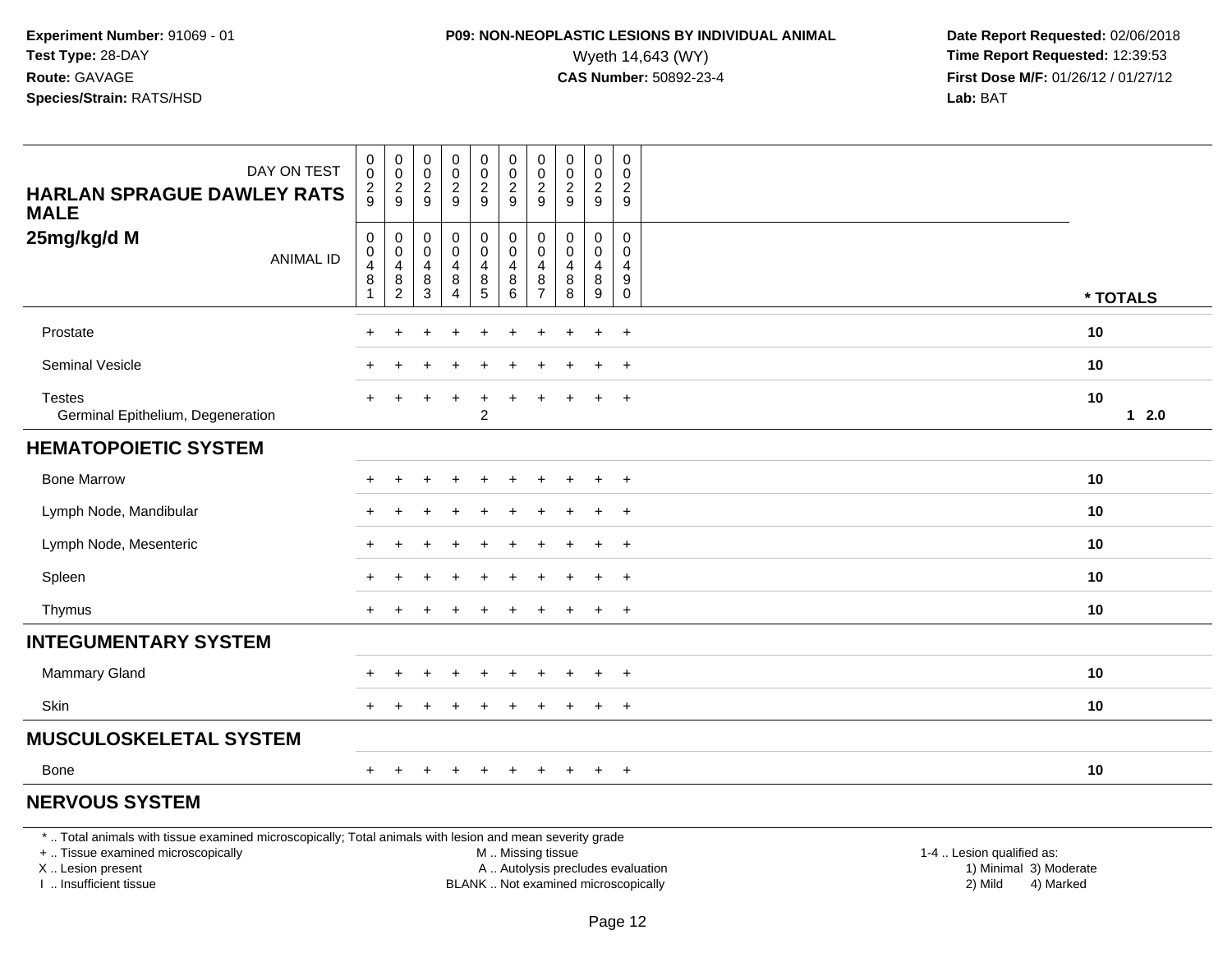**Experiment Number:** 91069 - 01
**Test Type:** 28-DAY
**Route:** GAVAGE
**Species/Strain:** RATS/HSD

**P09: NON-NEOPLASTIC LESIONS BY INDIVIDUAL ANIMAL**
Wyeth 14,643 (WY)
**CAS Number:** 50892-23-4

**Date Report Requested:** 02/06/2018
**Time Report Requested:** 12:39:53
**First Dose M/F:** 01/26/12 / 01/27/12
**Lab:** BAT

| DAY ON TEST | 0029 | 0029 | 0029 | 0029 | 0029 | 0029 | 0029 | 0029 | 0029 | 0029 | |
|---|---|---|---|---|---|---|---|---|---|---|---|
| **HARLAN SPRAGUE DAWLEY RATS MALE** | | | | | | | | | | | |
| **25mg/kg/d M** ANIMAL ID | 00481 | 00482 | 00483 | 00484 | 00485 | 00486 | 00487 | 00488 | 00489 | 00490 | *** TOTALS** |
| Prostate | + | + | + | + | + | + | + | + | + | + | 10 |
| Seminal Vesicle | + | + | + | + | + | + | + | + | + | + | 10 |
| Testes | + | + | + | + | + | + | + | + | + | + | 10 |
| Germinal Epithelium, Degeneration | | | | | 2 | | | | | | 1 2.0 |
| **HEMATOPOIETIC SYSTEM** | | | | | | | | | | | |
| Bone Marrow | + | + | + | + | + | + | + | + | + | + | 10 |
| Lymph Node, Mandibular | + | + | + | + | + | + | + | + | + | + | 10 |
| Lymph Node, Mesenteric | + | + | + | + | + | + | + | + | + | + | 10 |
| Spleen | + | + | + | + | + | + | + | + | + | + | 10 |
| Thymus | + | + | + | + | + | + | + | + | + | + | 10 |
| **INTEGUMENTARY SYSTEM** | | | | | | | | | | | |
| Mammary Gland | + | + | + | + | + | + | + | + | + | + | 10 |
| Skin | + | + | + | + | + | + | + | + | + | + | 10 |
| **MUSCULOSKELETAL SYSTEM** | | | | | | | | | | | |
| Bone | + | + | + | + | + | + | + | + | + | + | 10 |
| **NERVOUS SYSTEM** | | | | | | | | | | | |

* .. Total animals with tissue examined microscopically; Total animals with lesion and mean severity grade
+ .. Tissue examined microscopically
X .. Lesion present
I .. Insufficient tissue

M .. Missing tissue
A .. Autolysis precludes evaluation
BLANK .. Not examined microscopically

1-4 .. Lesion qualified as:
1) Minimal 3) Moderate
2) Mild 4) Marked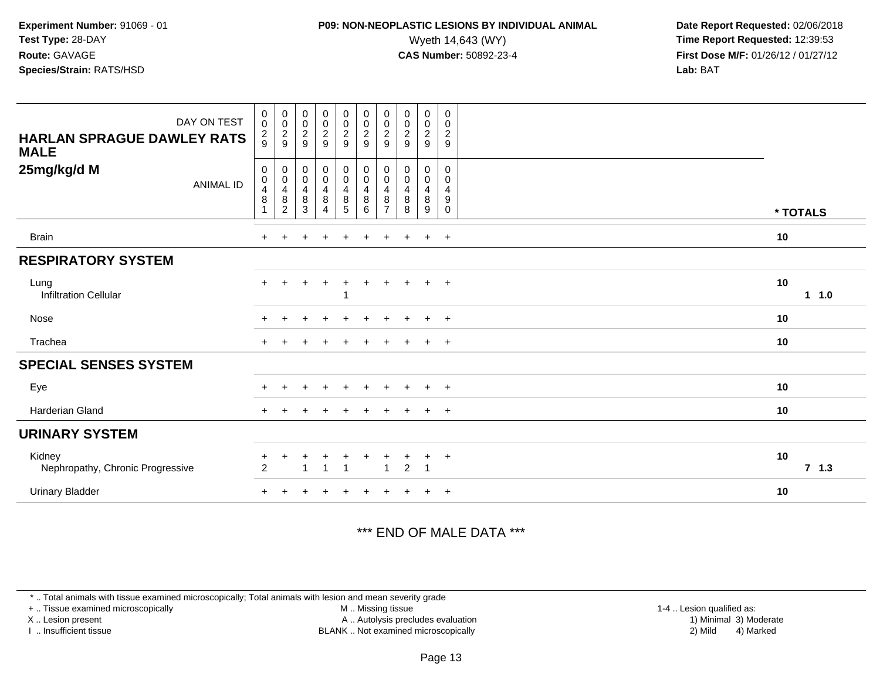**Experiment Number:** 91069 - 01
**Test Type:** 28-DAY
**Route:** GAVAGE
**Species/Strain:** RATS/HSD

**P09: NON-NEOPLASTIC LESIONS BY INDIVIDUAL ANIMAL**
Wyeth 14,643 (WY)
**CAS Number:** 50892-23-4

**Date Report Requested:** 02/06/2018
**Time Report Requested:** 12:39:53
**First Dose M/F:** 01/26/12 / 01/27/12
**Lab:** BAT

| HARLAN SPRAGUE DAWLEY RATS MALE 25mg/kg/d M | | | | | | | | | | | |
|---|---|---|---|---|---|---|---|---|---|---|---|
| DAY ON TEST | 0029 | 0029 | 0029 | 0029 | 0029 | 0029 | 0029 | 0029 | 0029 | 0029 | |
| ANIMAL ID | 00481 | 00482 | 00483 | 00484 | 00485 | 00486 | 00487 | 00488 | 00489 | 00490 | * TOTALS |
| Brain | + | + | + | + | + | + | + | + | + | + | 10 |
| **RESPIRATORY SYSTEM** | | | | | | | | | | | |
| Lung | + | + | + | + | + | + | + | + | + | + | 10 |
| Infiltration Cellular | | | | | 1 | | | | | | 1 1.0 |
| Nose | + | + | + | + | + | + | + | + | + | + | 10 |
| Trachea | + | + | + | + | + | + | + | + | + | + | 10 |
| **SPECIAL SENSES SYSTEM** | | | | | | | | | | | |
| Eye | + | + | + | + | + | + | + | + | + | + | 10 |
| Harderian Gland | + | + | + | + | + | + | + | + | + | + | 10 |
| **URINARY SYSTEM** | | | | | | | | | | | |
| Kidney | + | + | + | + | + | + | + | + | + | + | 10 |
| Nephropathy, Chronic Progressive | 2 | | 1 | 1 | 1 | | 1 | 2 | 1 | | 7 1.3 |
| Urinary Bladder | + | + | + | + | + | + | + | + | + | + | 10 |

*** END OF MALE DATA ***

* .. Total animals with tissue examined microscopically; Total animals with lesion and mean severity grade
+ .. Tissue examined microscopically
X .. Lesion present
I .. Insufficient tissue

M .. Missing tissue
A .. Autolysis precludes evaluation
BLANK .. Not examined microscopically

1-4 .. Lesion qualified as:
1) Minimal 3) Moderate
2) Mild 4) Marked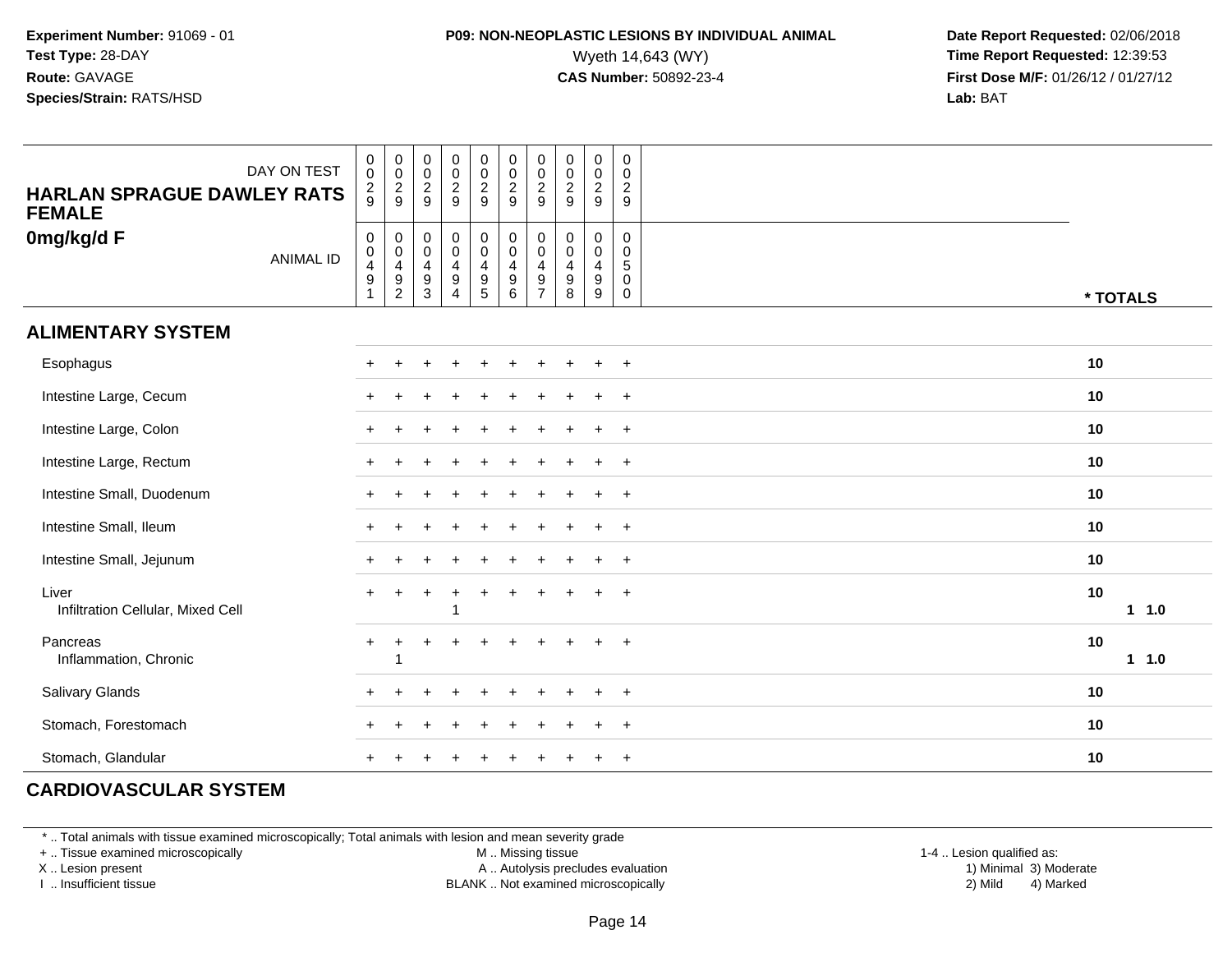**Experiment Number:** 91069 - 01
**Test Type:** 28-DAY
**Route:** GAVAGE
**Species/Strain:** RATS/HSD

**P09: NON-NEOPLASTIC LESIONS BY INDIVIDUAL ANIMAL**
Wyeth 14,643 (WY)
**CAS Number:** 50892-23-4

**Date Report Requested:** 02/06/2018
**Time Report Requested:** 12:39:53
**First Dose M/F:** 01/26/12 / 01/27/12
**Lab:** BAT

| HARLAN SPRAGUE DAWLEY RATS FEMALE / 0mg/kg/d F | | | | | | | | | | | |
|---|---|---|---|---|---|---|---|---|---|---|---|
| DAY ON TEST | 0029 | 0029 | 0029 | 0029 | 0029 | 0029 | 0029 | 0029 | 0029 | 0029 | |
| ANIMAL ID | 00491 | 00492 | 00493 | 00494 | 00495 | 00496 | 00497 | 00498 | 00499 | 00500 | * TOTALS |
| **ALIMENTARY SYSTEM** | | | | | | | | | | | |
| Esophagus | + | + | + | + | + | + | + | + | + | + | 10 |
| Intestine Large, Cecum | + | + | + | + | + | + | + | + | + | + | 10 |
| Intestine Large, Colon | + | + | + | + | + | + | + | + | + | + | 10 |
| Intestine Large, Rectum | + | + | + | + | + | + | + | + | + | + | 10 |
| Intestine Small, Duodenum | + | + | + | + | + | + | + | + | + | + | 10 |
| Intestine Small, Ileum | + | + | + | + | + | + | + | + | + | + | 10 |
| Intestine Small, Jejunum | + | + | + | + | + | + | + | + | + | + | 10 |
| Liver | + | + | + | + | + | + | + | + | + | + | 10 |
| Infiltration Cellular, Mixed Cell | | | | 1 | | | | | | | 1 1.0 |
| Pancreas | + | + | + | + | + | + | + | + | + | + | 10 |
| Inflammation, Chronic | | 1 | | | | | | | | | 1 1.0 |
| Salivary Glands | + | + | + | + | + | + | + | + | + | + | 10 |
| Stomach, Forestomach | + | + | + | + | + | + | + | + | + | + | 10 |
| Stomach, Glandular | + | + | + | + | + | + | + | + | + | + | 10 |
| **CARDIOVASCULAR SYSTEM** | | | | | | | | | | | |

* .. Total animals with tissue examined microscopically; Total animals with lesion and mean severity grade
+ .. Tissue examined microscopically
X .. Lesion present
I .. Insufficient tissue
M .. Missing tissue
A .. Autolysis precludes evaluation
BLANK .. Not examined microscopically
1-4 .. Lesion qualified as: 1) Minimal 2) Mild 3) Moderate 4) Marked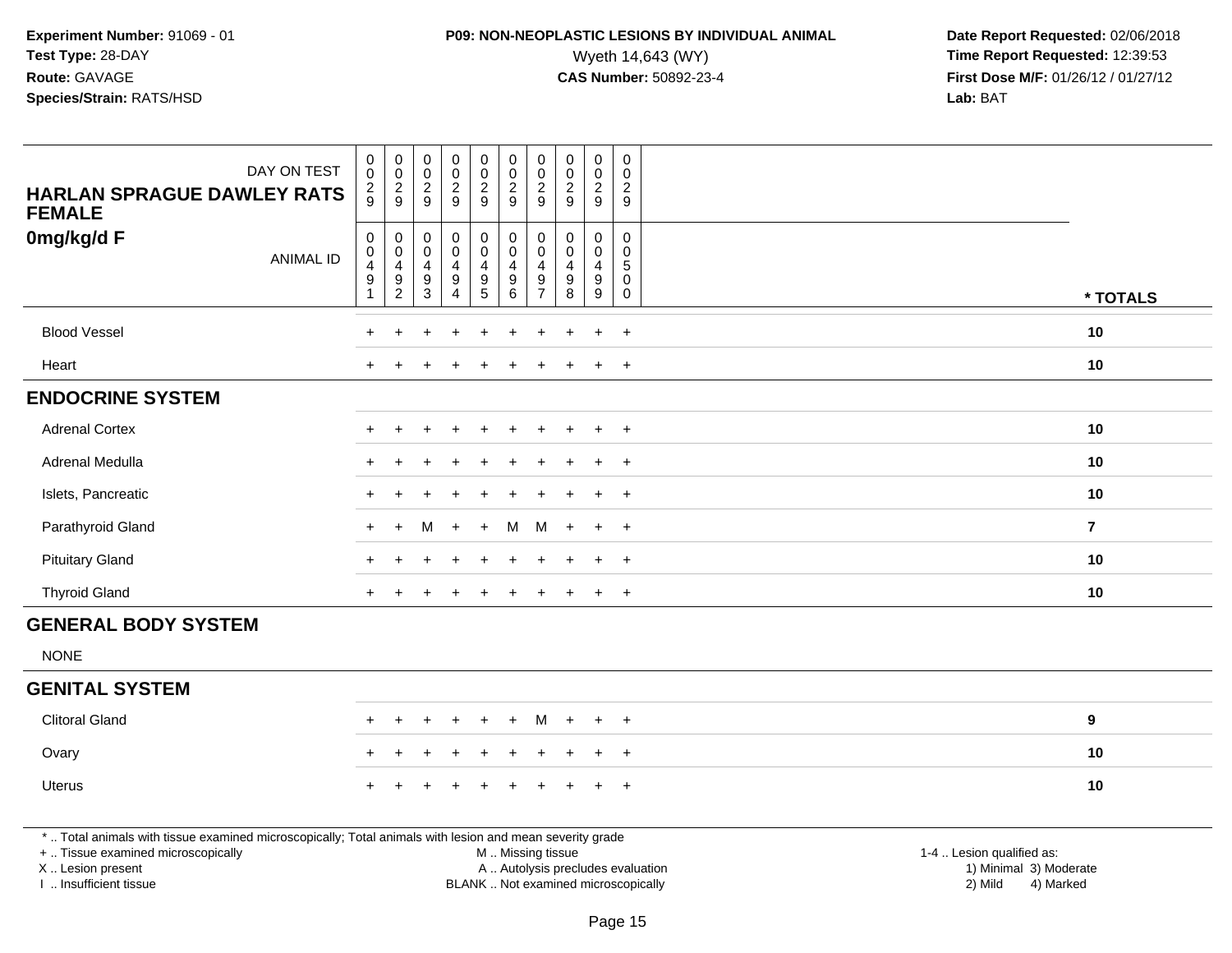**Experiment Number:** 91069 - 01
**Test Type:** 28-DAY
**Route:** GAVAGE
**Species/Strain:** RATS/HSD

**P09: NON-NEOPLASTIC LESIONS BY INDIVIDUAL ANIMAL**
Wyeth 14,643 (WY)
**CAS Number:** 50892-23-4

**Date Report Requested:** 02/06/2018
**Time Report Requested:** 12:39:53
**First Dose M/F:** 01/26/12 / 01/27/12
**Lab:** BAT

| HARLAN SPRAGUE DAWLEY RATS FEMALE 0mg/kg/d F — DAY ON TEST | 0029 | 0029 | 0029 | 0029 | 0029 | 0029 | 0029 | 0029 | 0029 | 0029 | |
|---|---|---|---|---|---|---|---|---|---|---|---|
| ANIMAL ID | 00491 | 00492 | 00493 | 00494 | 00495 | 00496 | 00497 | 00498 | 00499 | 00500 | * TOTALS |
| Blood Vessel | + | + | + | + | + | + | + | + | + | + | 10 |
| Heart | + | + | + | + | + | + | + | + | + | + | 10 |
| **ENDOCRINE SYSTEM** | | | | | | | | | | | |
| Adrenal Cortex | + | + | + | + | + | + | + | + | + | + | 10 |
| Adrenal Medulla | + | + | + | + | + | + | + | + | + | + | 10 |
| Islets, Pancreatic | + | + | + | + | + | + | + | + | + | + | 10 |
| Parathyroid Gland | + | + | M | + | + | M | M | + | + | + | 7 |
| Pituitary Gland | + | + | + | + | + | + | + | + | + | + | 10 |
| Thyroid Gland | + | + | + | + | + | + | + | + | + | + | 10 |
| **GENERAL BODY SYSTEM** | | | | | | | | | | | |
| NONE | | | | | | | | | | | |
| **GENITAL SYSTEM** | | | | | | | | | | | |
| Clitoral Gland | + | + | + | + | + | + | M | + | + | + | 9 |
| Ovary | + | + | + | + | + | + | + | + | + | + | 10 |
| Uterus | + | + | + | + | + | + | + | + | + | + | 10 |

* .. Total animals with tissue examined microscopically; Total animals with lesion and mean severity grade
+ .. Tissue examined microscopically
X .. Lesion present
I .. Insufficient tissue
M .. Missing tissue
A .. Autolysis precludes evaluation
BLANK .. Not examined microscopically
1-4 .. Lesion qualified as: 1) Minimal 2) Mild 3) Moderate 4) Marked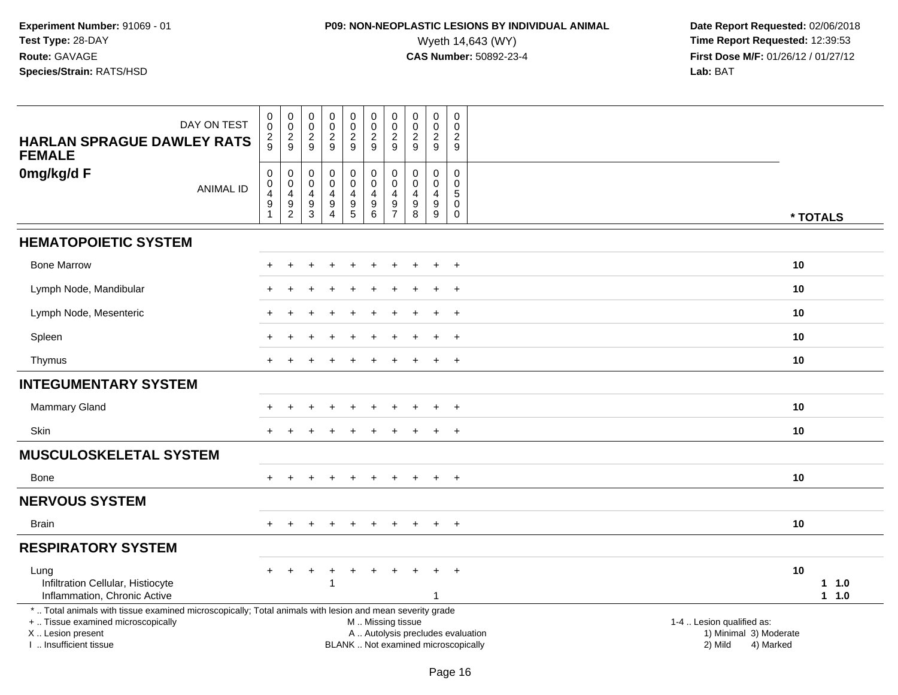**Experiment Number:** 91069 - 01
**Test Type:** 28-DAY
**Route:** GAVAGE
**Species/Strain:** RATS/HSD

**P09: NON-NEOPLASTIC LESIONS BY INDIVIDUAL ANIMAL**
Wyeth 14,643 (WY)
**CAS Number:** 50892-23-4

**Date Report Requested:** 02/06/2018
**Time Report Requested:** 12:39:53
**First Dose M/F:** 01/26/12 / 01/27/12
**Lab:** BAT

| HARLAN SPRAGUE DAWLEY RATS FEMALE 0mg/kg/d F | | | | | | | | | | | |
|---|---|---|---|---|---|---|---|---|---|---|---|
| DAY ON TEST | 0029 | 0029 | 0029 | 0029 | 0029 | 0029 | 0029 | 0029 | 0029 | 0029 | |
| ANIMAL ID | 00491 | 00492 | 00493 | 00494 | 00495 | 00496 | 00497 | 00498 | 00499 | 00500 | * TOTALS |
| **HEMATOPOIETIC SYSTEM** | | | | | | | | | | | |
| Bone Marrow | + | + | + | + | + | + | + | + | + | + | 10 |
| Lymph Node, Mandibular | + | + | + | + | + | + | + | + | + | + | 10 |
| Lymph Node, Mesenteric | + | + | + | + | + | + | + | + | + | + | 10 |
| Spleen | + | + | + | + | + | + | + | + | + | + | 10 |
| Thymus | + | + | + | + | + | + | + | + | + | + | 10 |
| **INTEGUMENTARY SYSTEM** | | | | | | | | | | | |
| Mammary Gland | + | + | + | + | + | + | + | + | + | + | 10 |
| Skin | + | + | + | + | + | + | + | + | + | + | 10 |
| **MUSCULOSKELETAL SYSTEM** | | | | | | | | | | | |
| Bone | + | + | + | + | + | + | + | + | + | + | 10 |
| **NERVOUS SYSTEM** | | | | | | | | | | | |
| Brain | + | + | + | + | + | + | + | + | + | + | 10 |
| **RESPIRATORY SYSTEM** | | | | | | | | | | | |
| Lung | + | + | + | + | + | + | + | + | + | + | 10 |
| Infiltration Cellular, Histiocyte | | | | 1 | | | | | | | 1 1.0 |
| Inflammation, Chronic Active | | | | | | | | | 1 | | 1 1.0 |

* .. Total animals with tissue examined microscopically; Total animals with lesion and mean severity grade
+ .. Tissue examined microscopically
X .. Lesion present
I .. Insufficient tissue

M .. Missing tissue
A .. Autolysis precludes evaluation
BLANK .. Not examined microscopically

1-4 .. Lesion qualified as:
1) Minimal 3) Moderate
2) Mild 4) Marked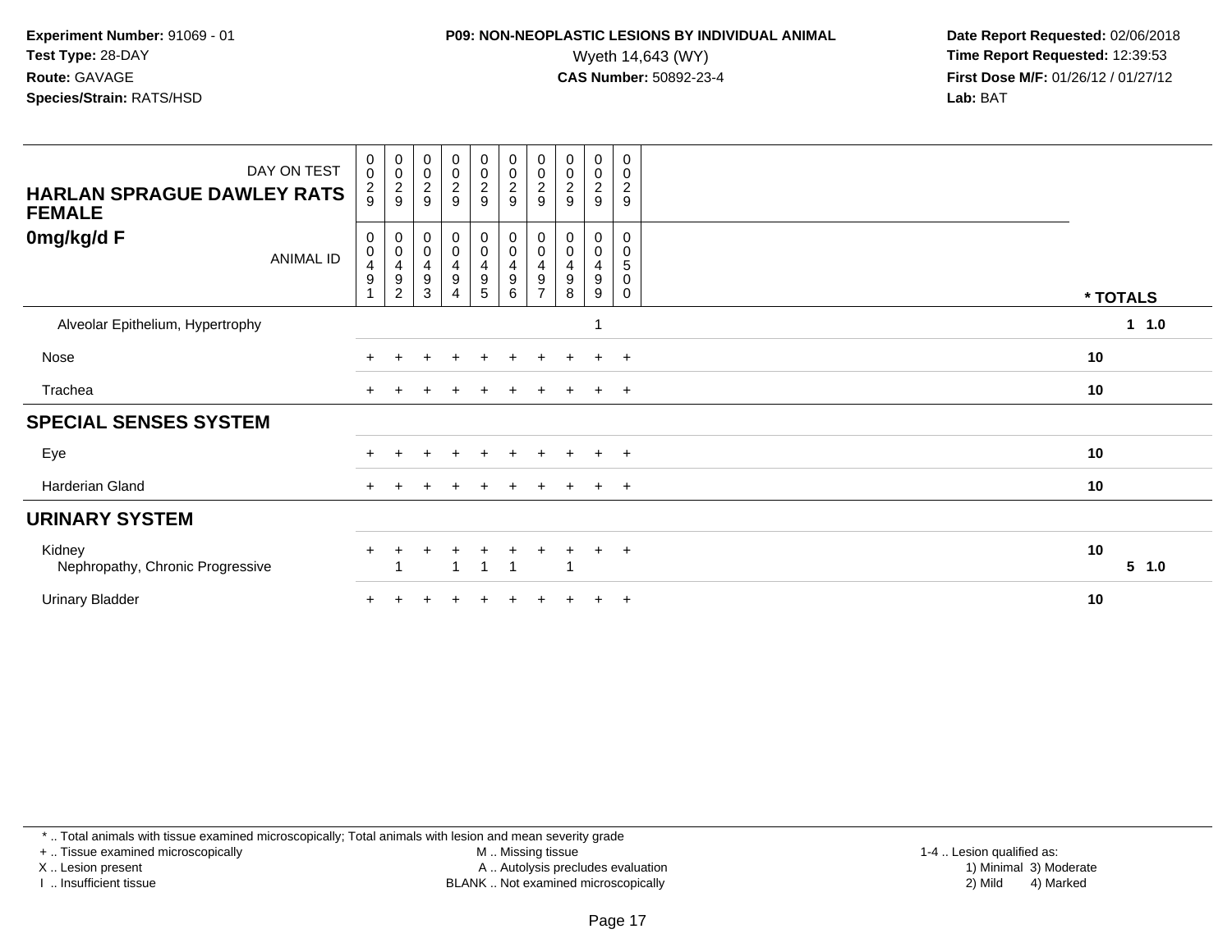**Experiment Number:** 91069 - 01
**Test Type:** 28-DAY
**Route:** GAVAGE
**Species/Strain:** RATS/HSD

**P09: NON-NEOPLASTIC LESIONS BY INDIVIDUAL ANIMAL**
Wyeth 14,643 (WY)
**CAS Number:** 50892-23-4

**Date Report Requested:** 02/06/2018
**Time Report Requested:** 12:39:53
**First Dose M/F:** 01/26/12 / 01/27/12
**Lab:** BAT

| HARLAN SPRAGUE DAWLEY RATS FEMALE — DAY ON TEST | 0029 | 0029 | 0029 | 0029 | 0029 | 0029 | 0029 | 0029 | 0029 | 0029 | |
|---|---|---|---|---|---|---|---|---|---|---|---|
| **0mg/kg/d F** — ANIMAL ID | 00491 | 00492 | 00493 | 00494 | 00495 | 00496 | 00497 | 00498 | 00499 | 00500 | * TOTALS |
| Alveolar Epithelium, Hypertrophy | | | | | | | | | 1 | | 1 1.0 |
| Nose | + | + | + | + | + | + | + | + | + | + | 10 |
| Trachea | + | + | + | + | + | + | + | + | + | + | 10 |
| **SPECIAL SENSES SYSTEM** | | | | | | | | | | | |
| Eye | + | + | + | + | + | + | + | + | + | + | 10 |
| Harderian Gland | + | + | + | + | + | + | + | + | + | + | 10 |
| **URINARY SYSTEM** | | | | | | | | | | | |
| Kidney | + | + | + | + | + | + | + | + | + | + | 10 |
| Nephropathy, Chronic Progressive | | 1 | | 1 | 1 | 1 | | 1 | | | 5 1.0 |
| Urinary Bladder | + | + | + | + | + | + | + | + | + | + | 10 |

* .. Total animals with tissue examined microscopically; Total animals with lesion and mean severity grade
+ .. Tissue examined microscopically
X .. Lesion present
I .. Insufficient tissue
M .. Missing tissue
A .. Autolysis precludes evaluation
BLANK .. Not examined microscopically
1-4 .. Lesion qualified as:
1) Minimal 3) Moderate
2) Mild 4) Marked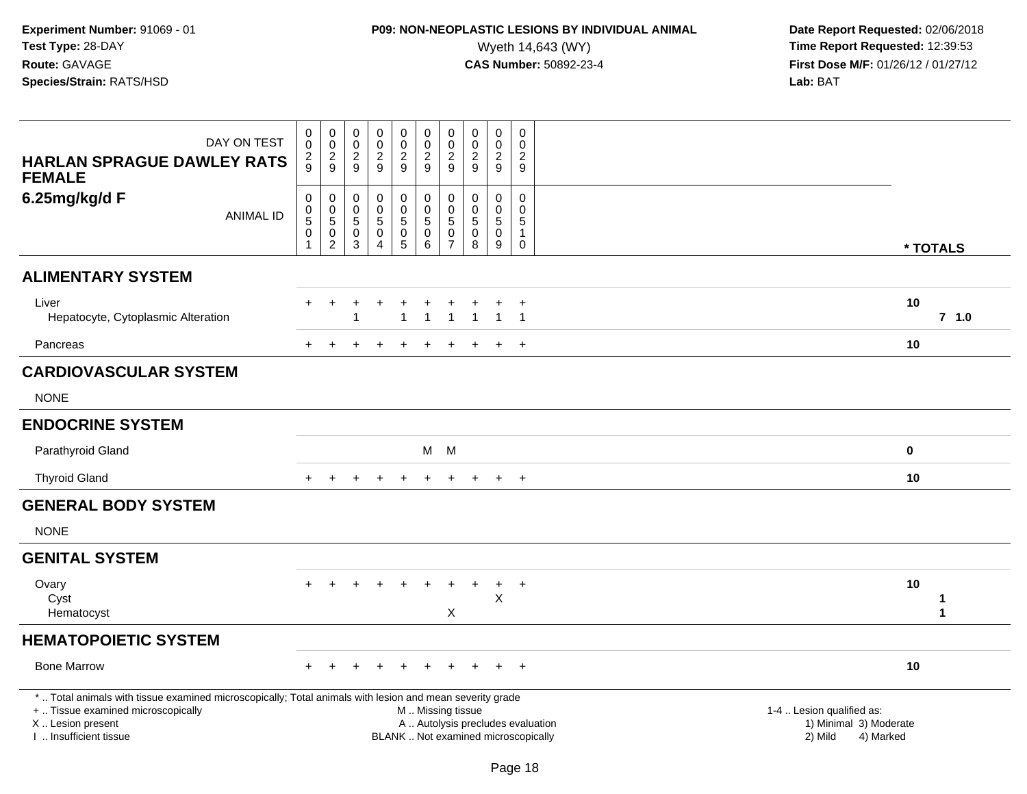**Experiment Number:** 91069 - 01
**Test Type:** 28-DAY
**Route:** GAVAGE
**Species/Strain:** RATS/HSD

**P09: NON-NEOPLASTIC LESIONS BY INDIVIDUAL ANIMAL**
Wyeth 14,643 (WY)
**CAS Number:** 50892-23-4

**Date Report Requested:** 02/06/2018
**Time Report Requested:** 12:39:53
**First Dose M/F:** 01/26/12 / 01/27/12
**Lab:** BAT

| HARLAN SPRAGUE DAWLEY RATS FEMALE 6.25mg/kg/d F | | | | | | | | | | | * TOTALS |
|---|---|---|---|---|---|---|---|---|---|---|---|
| DAY ON TEST | 0029 | 0029 | 0029 | 0029 | 0029 | 0029 | 0029 | 0029 | 0029 | 0029 | |
| ANIMAL ID | 00501 | 00502 | 00503 | 00504 | 00505 | 00506 | 00507 | 00508 | 00509 | 00510 | |
| **ALIMENTARY SYSTEM** | | | | | | | | | | | |
| Liver | + | + | + | + | + | + | + | + | + | + | 10 |
| Hepatocyte, Cytoplasmic Alteration | | | 1 | | 1 | 1 | 1 | 1 | 1 | 1 | 7 1.0 |
| Pancreas | + | + | + | + | + | + | + | + | + | + | 10 |
| **CARDIOVASCULAR SYSTEM** | | | | | | | | | | | |
| NONE | | | | | | | | | | | |
| **ENDOCRINE SYSTEM** | | | | | | | | | | | |
| Parathyroid Gland | | | | | | M | M | | | | 0 |
| Thyroid Gland | + | + | + | + | + | + | + | + | + | + | 10 |
| **GENERAL BODY SYSTEM** | | | | | | | | | | | |
| NONE | | | | | | | | | | | |
| **GENITAL SYSTEM** | | | | | | | | | | | |
| Ovary | + | + | + | + | + | + | + | + | + | + | 10 |
| Cyst | | | | | | | | | X | | 1 |
| Hematocyst | | | | | | | X | | | | 1 |
| **HEMATOPOIETIC SYSTEM** | | | | | | | | | | | |
| Bone Marrow | + | + | + | + | + | + | + | + | + | + | 10 |

\* .. Total animals with tissue examined microscopically; Total animals with lesion and mean severity grade
\+ .. Tissue examined microscopically
X .. Lesion present
I .. Insufficient tissue
M .. Missing tissue
A .. Autolysis precludes evaluation
BLANK .. Not examined microscopically
1-4 .. Lesion qualified as: 1) Minimal 2) Mild 3) Moderate 4) Marked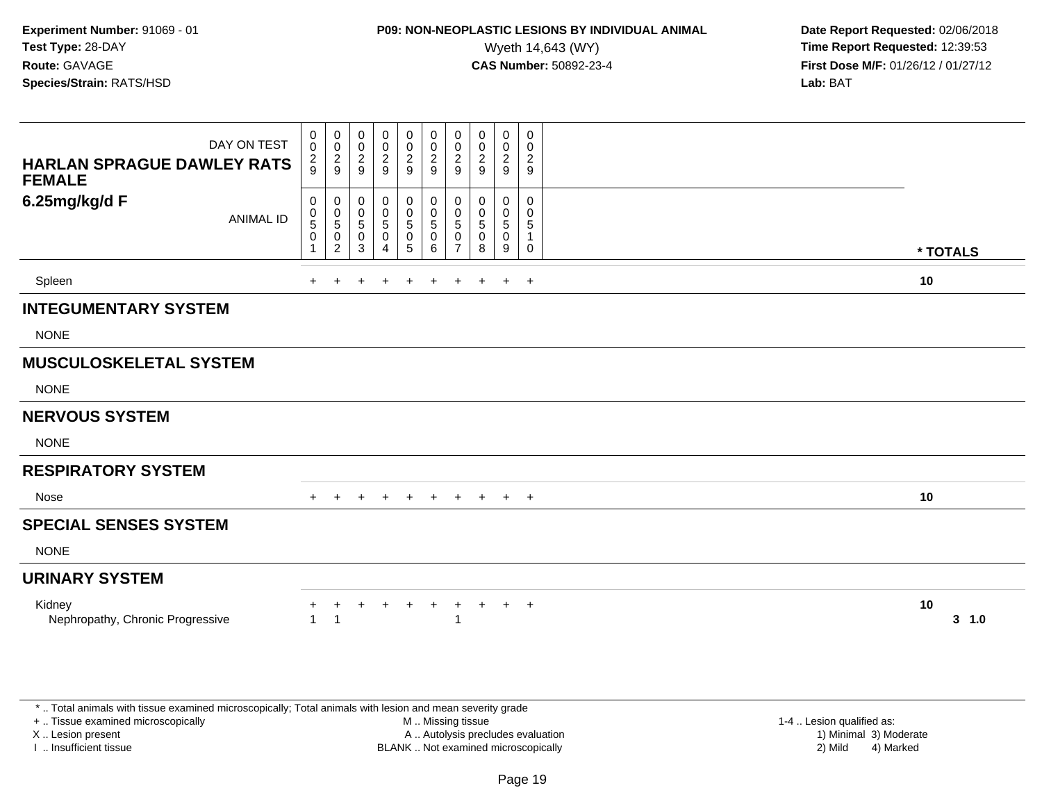**Experiment Number:** 91069 - 01
**Test Type:** 28-DAY
**Route:** GAVAGE
**Species/Strain:** RATS/HSD

**P09: NON-NEOPLASTIC LESIONS BY INDIVIDUAL ANIMAL**
Wyeth 14,643 (WY)
**CAS Number:** 50892-23-4

**Date Report Requested:** 02/06/2018
**Time Report Requested:** 12:39:53
**First Dose M/F:** 01/26/12 / 01/27/12
**Lab:** BAT

| HARLAN SPRAGUE DAWLEY RATS FEMALE 6.25mg/kg/d F | | | | | | | | | | | |
|---|---|---|---|---|---|---|---|---|---|---|---|
| DAY ON TEST | 0029 | 0029 | 0029 | 0029 | 0029 | 0029 | 0029 | 0029 | 0029 | 0029 | |
| ANIMAL ID | 00501 | 00502 | 00503 | 00504 | 00505 | 00506 | 00507 | 00508 | 00509 | 00510 | * TOTALS |
| Spleen | + | + | + | + | + | + | + | + | + | + | 10 |
| **INTEGUMENTARY SYSTEM** | | | | | | | | | | | |
| NONE | | | | | | | | | | | |
| **MUSCULOSKELETAL SYSTEM** | | | | | | | | | | | |
| NONE | | | | | | | | | | | |
| **NERVOUS SYSTEM** | | | | | | | | | | | |
| NONE | | | | | | | | | | | |
| **RESPIRATORY SYSTEM** | | | | | | | | | | | |
| Nose | + | + | + | + | + | + | + | + | + | + | 10 |
| **SPECIAL SENSES SYSTEM** | | | | | | | | | | | |
| NONE | | | | | | | | | | | |
| **URINARY SYSTEM** | | | | | | | | | | | |
| Kidney | + | + | + | + | + | + | + | + | + | + | 10 |
| Nephropathy, Chronic Progressive | 1 | 1 | | | | | 1 | | | | 3 1.0 |

* .. Total animals with tissue examined microscopically; Total animals with lesion and mean severity grade
+ .. Tissue examined microscopically
X .. Lesion present
I .. Insufficient tissue

M .. Missing tissue
A .. Autolysis precludes evaluation
BLANK .. Not examined microscopically

1-4 .. Lesion qualified as:
1) Minimal 3) Moderate
2) Mild 4) Marked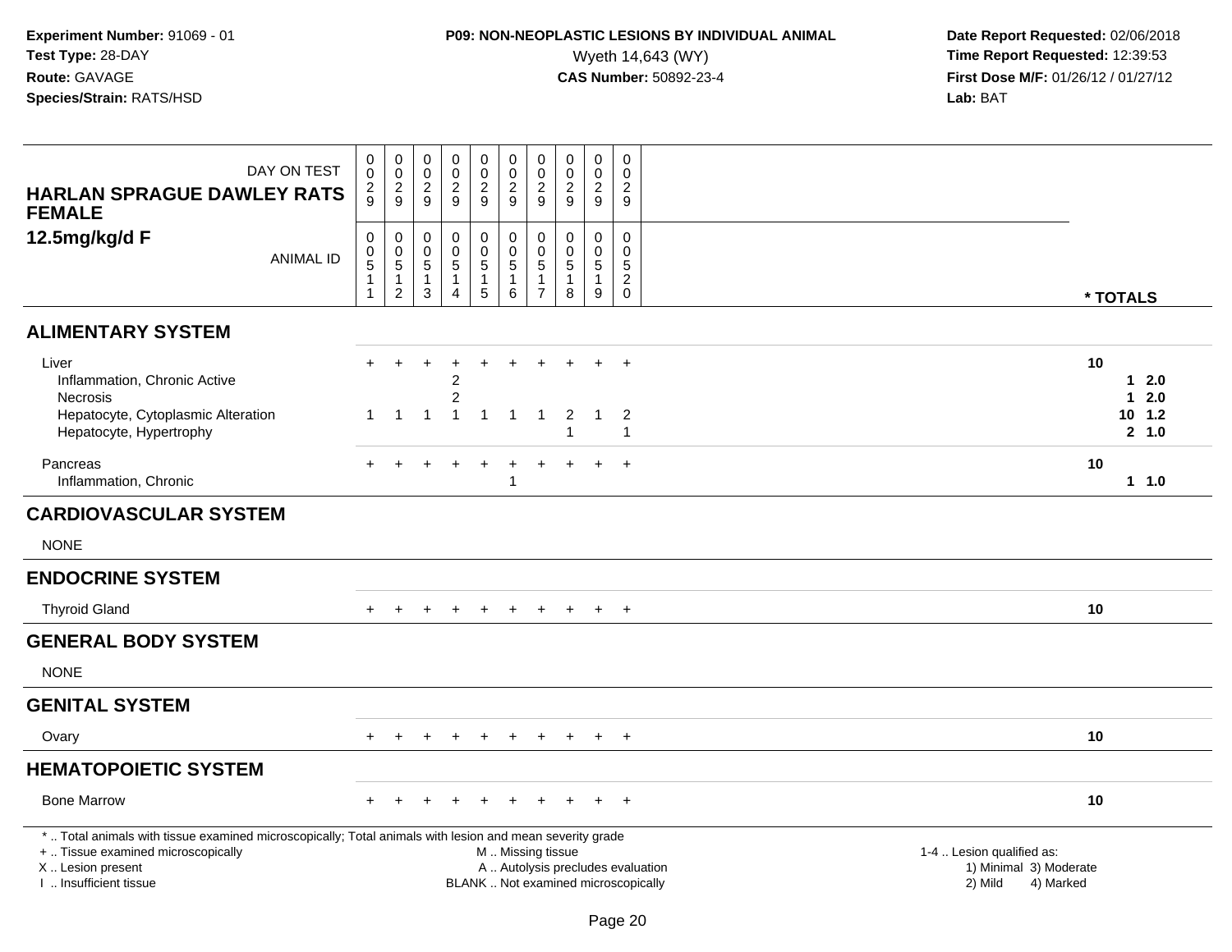**Experiment Number:** 91069 - 01
**Test Type:** 28-DAY
**Route:** GAVAGE
**Species/Strain:** RATS/HSD

**P09: NON-NEOPLASTIC LESIONS BY INDIVIDUAL ANIMAL**
Wyeth 14,643 (WY)
**CAS Number:** 50892-23-4

**Date Report Requested:** 02/06/2018
**Time Report Requested:** 12:39:53
**First Dose M/F:** 01/26/12 / 01/27/12
**Lab:** BAT

| HARLAN SPRAGUE DAWLEY RATS FEMALE 12.5mg/kg/d F | DAY ON TEST | 0029 | 0029 | 0029 | 0029 | 0029 | 0029 | 0029 | 0029 | 0029 | 0029 | |
|---|---|---|---|---|---|---|---|---|---|---|---|---|
| | ANIMAL ID | 00511 | 00512 | 00513 | 00514 | 00515 | 00516 | 00517 | 00518 | 00519 | 00520 | * TOTALS |
| **ALIMENTARY SYSTEM** | | | | | | | | | | | | |
| Liver | | + | + | + | + | + | + | + | + | + | + | 10 |
| Inflammation, Chronic Active | | | | | 2 | | | | | | | 1 2.0 |
| Necrosis | | | | | 2 | | | | | | | 1 2.0 |
| Hepatocyte, Cytoplasmic Alteration | | 1 | 1 | 1 | 1 | 1 | 1 | 1 | 2 | 1 | 2 | 10 1.2 |
| Hepatocyte, Hypertrophy | | | | | | | | | 1 | | 1 | 2 1.0 |
| Pancreas | | + | + | + | + | + | + | + | + | + | + | 10 |
| Inflammation, Chronic | | | | | | | 1 | | | | | 1 1.0 |
| **CARDIOVASCULAR SYSTEM** | | | | | | | | | | | | |
| NONE | | | | | | | | | | | | |
| **ENDOCRINE SYSTEM** | | | | | | | | | | | | |
| Thyroid Gland | | + | + | + | + | + | + | + | + | + | + | 10 |
| **GENERAL BODY SYSTEM** | | | | | | | | | | | | |
| NONE | | | | | | | | | | | | |
| **GENITAL SYSTEM** | | | | | | | | | | | | |
| Ovary | | + | + | + | + | + | + | + | + | + | + | 10 |
| **HEMATOPOIETIC SYSTEM** | | | | | | | | | | | | |
| Bone Marrow | | + | + | + | + | + | + | + | + | + | + | 10 |

* .. Total animals with tissue examined microscopically; Total animals with lesion and mean severity grade
+ .. Tissue examined microscopically
X .. Lesion present
I .. Insufficient tissue

M .. Missing tissue
A .. Autolysis precludes evaluation
BLANK .. Not examined microscopically

1-4 .. Lesion qualified as:
1) Minimal 3) Moderate
2) Mild 4) Marked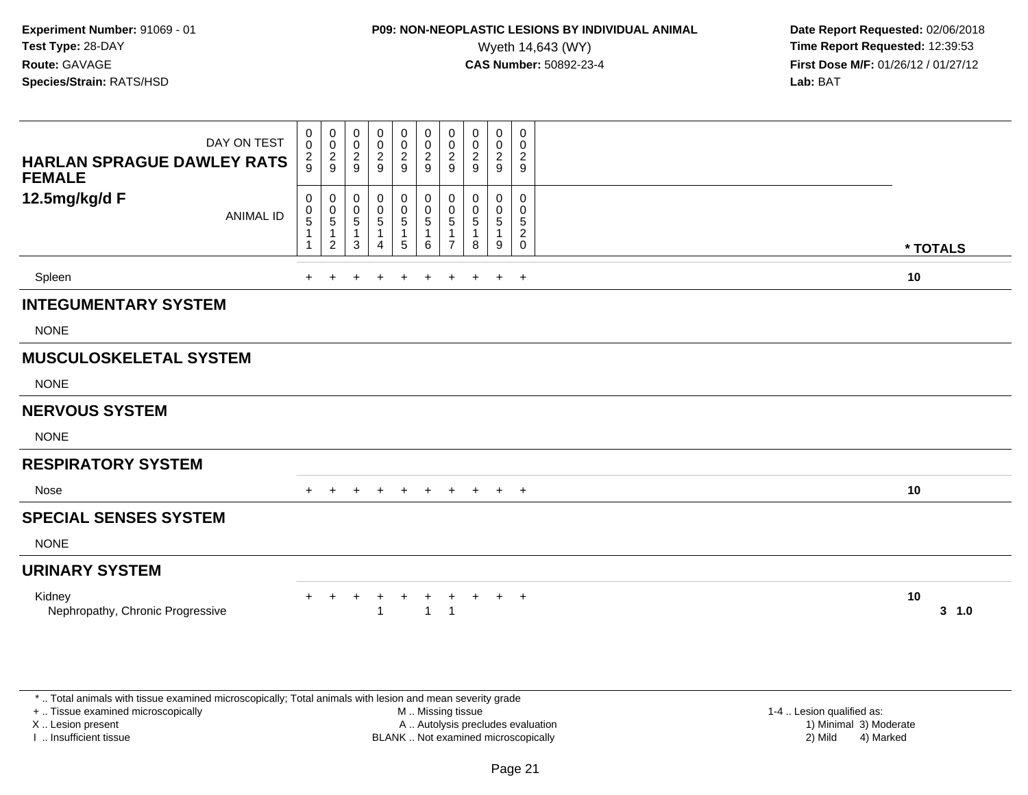**Experiment Number:** 91069 - 01
**Test Type:** 28-DAY
**Route:** GAVAGE
**Species/Strain:** RATS/HSD

**P09: NON-NEOPLASTIC LESIONS BY INDIVIDUAL ANIMAL**
Wyeth 14,643 (WY)
**CAS Number:** 50892-23-4

**Date Report Requested:** 02/06/2018
**Time Report Requested:** 12:39:53
**First Dose M/F:** 01/26/12 / 01/27/12
**Lab:** BAT

| HARLAN SPRAGUE DAWLEY RATS FEMALE 12.5mg/kg/d F | | | | | | | | | | | |
|---|---|---|---|---|---|---|---|---|---|---|---|
| DAY ON TEST | 0029 | 0029 | 0029 | 0029 | 0029 | 0029 | 0029 | 0029 | 0029 | 0029 | |
| ANIMAL ID | 00511 | 00512 | 00513 | 00514 | 00515 | 00516 | 00517 | 00518 | 00519 | 00520 | * TOTALS |
| Spleen | + | + | + | + | + | + | + | + | + | + | 10 |
| **INTEGUMENTARY SYSTEM** | | | | | | | | | | | |
| NONE | | | | | | | | | | | |
| **MUSCULOSKELETAL SYSTEM** | | | | | | | | | | | |
| NONE | | | | | | | | | | | |
| **NERVOUS SYSTEM** | | | | | | | | | | | |
| NONE | | | | | | | | | | | |
| **RESPIRATORY SYSTEM** | | | | | | | | | | | |
| Nose | + | + | + | + | + | + | + | + | + | + | 10 |
| **SPECIAL SENSES SYSTEM** | | | | | | | | | | | |
| NONE | | | | | | | | | | | |
| **URINARY SYSTEM** | | | | | | | | | | | |
| Kidney | + | + | + | + | + | + | + | + | + | + | 10 |
| Nephropathy, Chronic Progressive | | | | 1 | | 1 | 1 | | | | 3 1.0 |

\* .. Total animals with tissue examined microscopically; Total animals with lesion and mean severity grade
\+ .. Tissue examined microscopically
X .. Lesion present
I .. Insufficient tissue

M .. Missing tissue
A .. Autolysis precludes evaluation
BLANK .. Not examined microscopically

1-4 .. Lesion qualified as:
1) Minimal 3) Moderate
2) Mild 4) Marked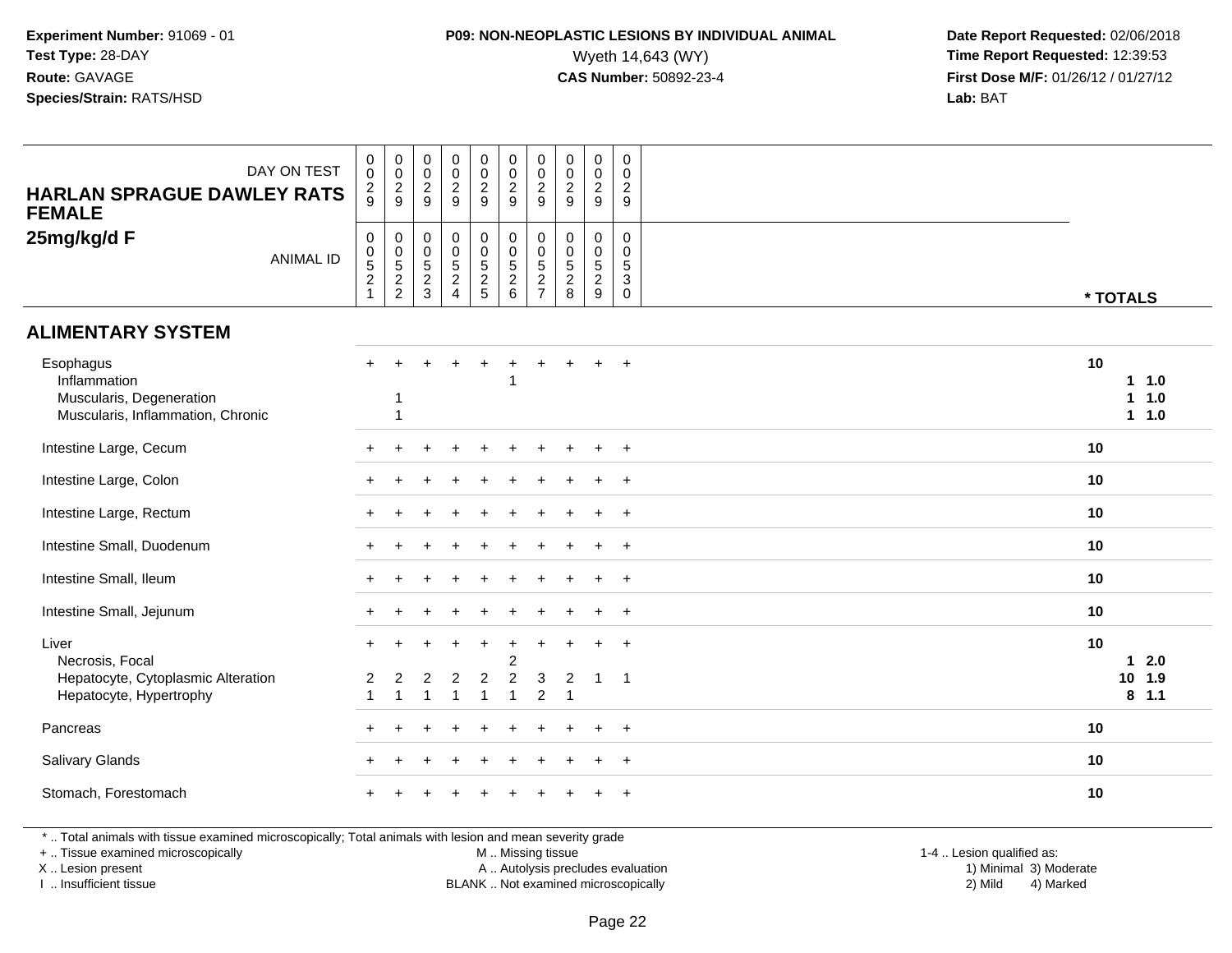**Experiment Number:** 91069 - 01
**Test Type:** 28-DAY
**Route:** GAVAGE
**Species/Strain:** RATS/HSD

**P09: NON-NEOPLASTIC LESIONS BY INDIVIDUAL ANIMAL**
Wyeth 14,643 (WY)
**CAS Number:** 50892-23-4

**Date Report Requested:** 02/06/2018
**Time Report Requested:** 12:39:53
**First Dose M/F:** 01/26/12 / 01/27/12
**Lab:** BAT

**HARLAN SPRAGUE DAWLEY RATS FEMALE**
**25mg/kg/d F**

| DAY ON TEST | 029 | 029 | 029 | 029 | 029 | 029 | 029 | 029 | 029 | 029 | |
|---|---|---|---|---|---|---|---|---|---|---|---|
| ANIMAL ID | 00521 | 00522 | 00523 | 00524 | 00525 | 00526 | 00527 | 00528 | 00529 | 00530 | * TOTALS |
| **ALIMENTARY SYSTEM** | | | | | | | | | | | |
| Esophagus | + | + | + | + | + | + | + | + | + | + | 10 |
| Inflammation | | | | | | 1 | | | | | 1 1.0 |
| Muscularis, Degeneration | | 1 | | | | | | | | | 1 1.0 |
| Muscularis, Inflammation, Chronic | | 1 | | | | | | | | | 1 1.0 |
| Intestine Large, Cecum | + | + | + | + | + | + | + | + | + | + | 10 |
| Intestine Large, Colon | + | + | + | + | + | + | + | + | + | + | 10 |
| Intestine Large, Rectum | + | + | + | + | + | + | + | + | + | + | 10 |
| Intestine Small, Duodenum | + | + | + | + | + | + | + | + | + | + | 10 |
| Intestine Small, Ileum | + | + | + | + | + | + | + | + | + | + | 10 |
| Intestine Small, Jejunum | + | + | + | + | + | + | + | + | + | + | 10 |
| Liver | + | + | + | + | + | + | + | + | + | + | 10 |
| Necrosis, Focal | | | | | | 2 | | | | | 1 2.0 |
| Hepatocyte, Cytoplasmic Alteration | 2 | 2 | 2 | 2 | 2 | 2 | 3 | 2 | 1 | 1 | 10 1.9 |
| Hepatocyte, Hypertrophy | 1 | 1 | 1 | 1 | 1 | 1 | 2 | 1 | | | 8 1.1 |
| Pancreas | + | + | + | + | + | + | + | + | + | + | 10 |
| Salivary Glands | + | + | + | + | + | + | + | + | + | + | 10 |
| Stomach, Forestomach | + | + | + | + | + | + | + | + | + | + | 10 |

* .. Total animals with tissue examined microscopically; Total animals with lesion and mean severity grade
+ .. Tissue examined microscopically
X .. Lesion present
I .. Insufficient tissue

M .. Missing tissue
A .. Autolysis precludes evaluation
BLANK .. Not examined microscopically

1-4 .. Lesion qualified as:
1) Minimal 3) Moderate
2) Mild 4) Marked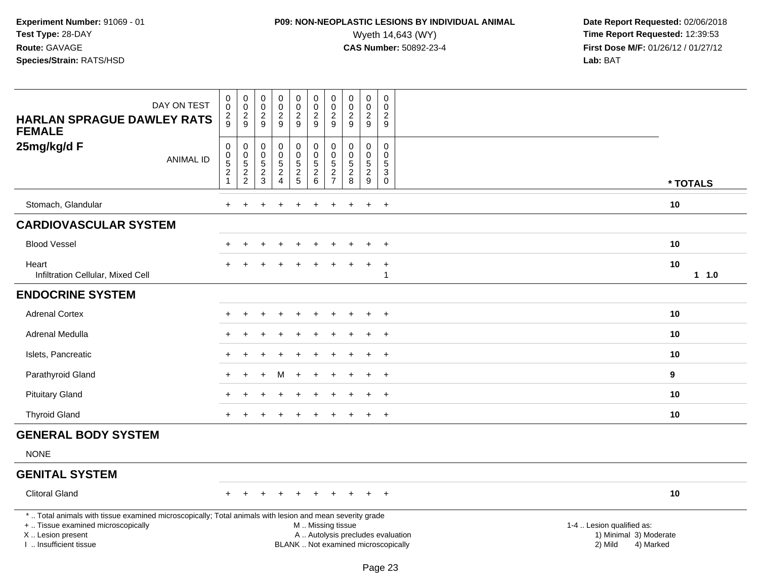**Experiment Number:** 91069 - 01
**Test Type:** 28-DAY
**Route:** GAVAGE
**Species/Strain:** RATS/HSD

**P09: NON-NEOPLASTIC LESIONS BY INDIVIDUAL ANIMAL**
Wyeth 14,643 (WY)
**CAS Number:** 50892-23-4

**Date Report Requested:** 02/06/2018
**Time Report Requested:** 12:39:53
**First Dose M/F:** 01/26/12 / 01/27/12
**Lab:** BAT

| DAY ON TEST | 029 | 029 | 029 | 029 | 029 | 029 | 029 | 029 | 029 | 029 | |
|---|---|---|---|---|---|---|---|---|---|---|---|
| **HARLAN SPRAGUE DAWLEY RATS FEMALE** | | | | | | | | | | | |
| **25mg/kg/d F** ANIMAL ID | 00521 | 00522 | 00523 | 00524 | 00525 | 00526 | 00527 | 00528 | 00529 | 00530 | *** TOTALS** |
| Stomach, Glandular | + | + | + | + | + | + | + | + | + | + | **10** |
| **CARDIOVASCULAR SYSTEM** | | | | | | | | | | | |
| Blood Vessel | + | + | + | + | + | + | + | + | + | + | **10** |
| Heart | + | + | + | + | + | + | + | + | + | + | **10** |
| Infiltration Cellular, Mixed Cell | | | | | | | | | | 1 | **1 1.0** |
| **ENDOCRINE SYSTEM** | | | | | | | | | | | |
| Adrenal Cortex | + | + | + | + | + | + | + | + | + | + | **10** |
| Adrenal Medulla | + | + | + | + | + | + | + | + | + | + | **10** |
| Islets, Pancreatic | + | + | + | + | + | + | + | + | + | + | **10** |
| Parathyroid Gland | + | + | + | M | + | + | + | + | + | + | **9** |
| Pituitary Gland | + | + | + | + | + | + | + | + | + | + | **10** |
| Thyroid Gland | + | + | + | + | + | + | + | + | + | + | **10** |
| **GENERAL BODY SYSTEM** | | | | | | | | | | | |
| NONE | | | | | | | | | | | |
| **GENITAL SYSTEM** | | | | | | | | | | | |
| Clitoral Gland | + | + | + | + | + | + | + | + | + | + | **10** |

* .. Total animals with tissue examined microscopically; Total animals with lesion and mean severity grade
+ .. Tissue examined microscopically
X .. Lesion present
I .. Insufficient tissue

M .. Missing tissue
A .. Autolysis precludes evaluation
BLANK .. Not examined microscopically

1-4 .. Lesion qualified as:
1) Minimal 3) Moderate
2) Mild 4) Marked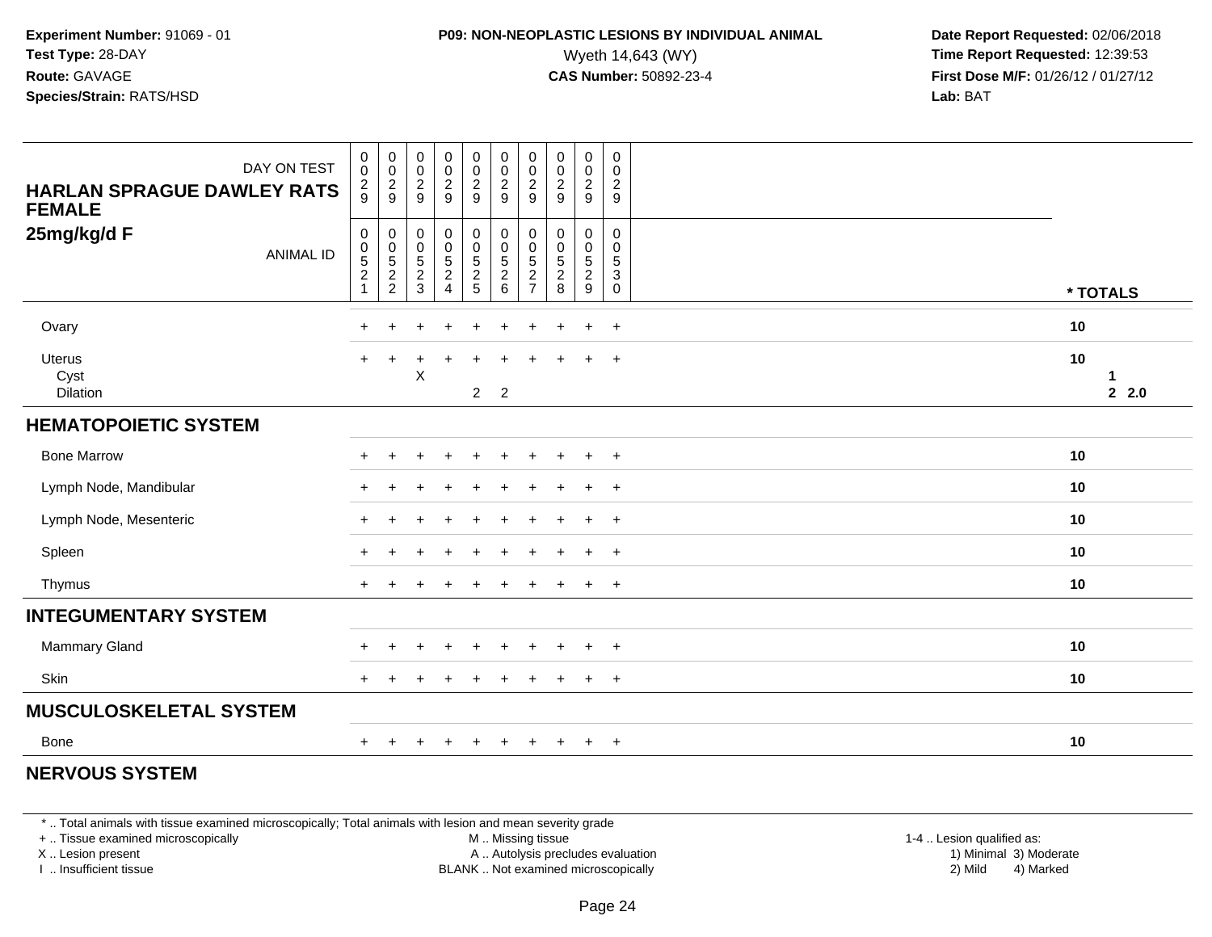**Experiment Number:** 91069 - 01
**Test Type:** 28-DAY
**Route:** GAVAGE
**Species/Strain:** RATS/HSD

**P09: NON-NEOPLASTIC LESIONS BY INDIVIDUAL ANIMAL**
Wyeth 14,643 (WY)
**CAS Number:** 50892-23-4

**Date Report Requested:** 02/06/2018
**Time Report Requested:** 12:39:53
**First Dose M/F:** 01/26/12 / 01/27/12
**Lab:** BAT

| HARLAN SPRAGUE DAWLEY RATS FEMALE 25mg/kg/d F | | | | | | | | | | | |
|---|---|---|---|---|---|---|---|---|---|---|---|
| DAY ON TEST | 0029 | 0029 | 0029 | 0029 | 0029 | 0029 | 0029 | 0029 | 0029 | 0029 | |
| ANIMAL ID | 00521 | 00522 | 00523 | 00524 | 00525 | 00526 | 00527 | 00528 | 00529 | 00530 | * TOTALS |
| Ovary | + | + | + | + | + | + | + | + | + | + | 10 |
| Uterus | + | + | + | + | + | + | + | + | + | + | 10 |
| Cyst | | | X | | | | | | | | 1 |
| Dilation | | | | | 2 | 2 | | | | | 2 2.0 |
| **HEMATOPOIETIC SYSTEM** | | | | | | | | | | | |
| Bone Marrow | + | + | + | + | + | + | + | + | + | + | 10 |
| Lymph Node, Mandibular | + | + | + | + | + | + | + | + | + | + | 10 |
| Lymph Node, Mesenteric | + | + | + | + | + | + | + | + | + | + | 10 |
| Spleen | + | + | + | + | + | + | + | + | + | + | 10 |
| Thymus | + | + | + | + | + | + | + | + | + | + | 10 |
| **INTEGUMENTARY SYSTEM** | | | | | | | | | | | |
| Mammary Gland | + | + | + | + | + | + | + | + | + | + | 10 |
| Skin | + | + | + | + | + | + | + | + | + | + | 10 |
| **MUSCULOSKELETAL SYSTEM** | | | | | | | | | | | |
| Bone | + | + | + | + | + | + | + | + | + | + | 10 |
| **NERVOUS SYSTEM** | | | | | | | | | | | |

* .. Total animals with tissue examined microscopically; Total animals with lesion and mean severity grade
+ .. Tissue examined microscopically
X .. Lesion present
I .. Insufficient tissue

M .. Missing tissue
A .. Autolysis precludes evaluation
BLANK .. Not examined microscopically

1-4 .. Lesion qualified as:
1) Minimal 3) Moderate
2) Mild 4) Marked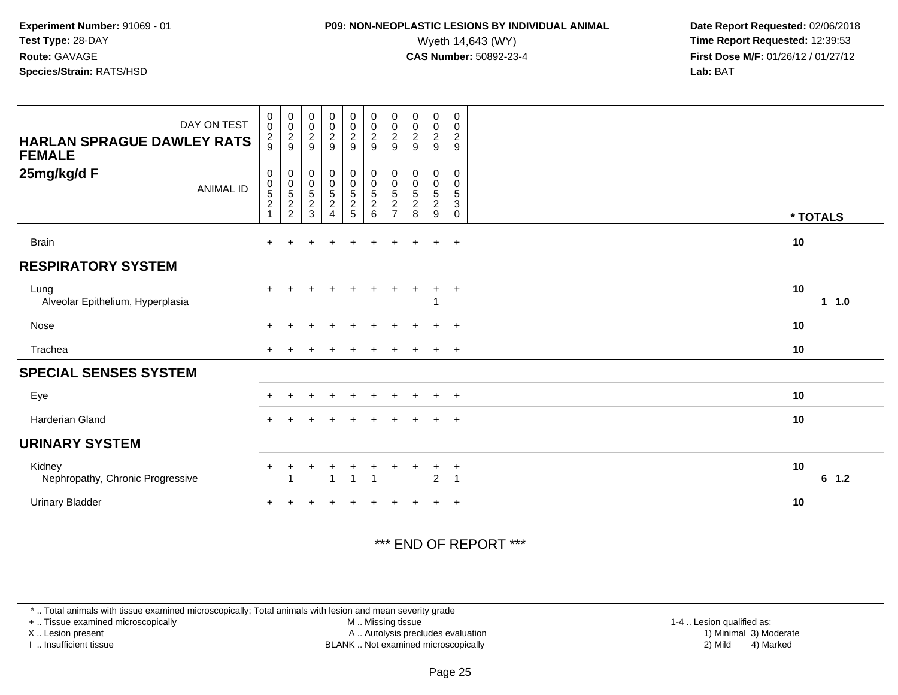**Experiment Number:** 91069 - 01
**Test Type:** 28-DAY
**Route:** GAVAGE
**Species/Strain:** RATS/HSD

**P09: NON-NEOPLASTIC LESIONS BY INDIVIDUAL ANIMAL**
Wyeth 14,643 (WY)
**CAS Number:** 50892-23-4

**Date Report Requested:** 02/06/2018
**Time Report Requested:** 12:39:53
**First Dose M/F:** 01/26/12 / 01/27/12
**Lab:** BAT

| DAY ON TEST | 0029 | 0029 | 0029 | 0029 | 0029 | 0029 | 0029 | 0029 | 0029 | 0029 | |
|---|---|---|---|---|---|---|---|---|---|---|---|
| **HARLAN SPRAGUE DAWLEY RATS FEMALE 25mg/kg/d F** ANIMAL ID | 00521 | 00522 | 00523 | 00524 | 00525 | 00526 | 00527 | 00528 | 00529 | 00530 | *** TOTALS** |
| Brain | + | + | + | + | + | + | + | + | + | + | 10 |
| **RESPIRATORY SYSTEM** | | | | | | | | | | | |
| Lung | + | + | + | + | + | + | + | + | + | + | 10 |
| Alveolar Epithelium, Hyperplasia | | | | | | | | | 1 | | 1 1.0 |
| Nose | + | + | + | + | + | + | + | + | + | + | 10 |
| Trachea | + | + | + | + | + | + | + | + | + | + | 10 |
| **SPECIAL SENSES SYSTEM** | | | | | | | | | | | |
| Eye | + | + | + | + | + | + | + | + | + | + | 10 |
| Harderian Gland | + | + | + | + | + | + | + | + | + | + | 10 |
| **URINARY SYSTEM** | | | | | | | | | | | |
| Kidney | + | + | + | + | + | + | + | + | + | + | 10 |
| Nephropathy, Chronic Progressive | | 1 | | 1 | 1 | 1 | | | 2 | 1 | 6 1.2 |
| Urinary Bladder | + | + | + | + | + | + | + | + | + | + | 10 |

*** END OF REPORT ***

* .. Total animals with tissue examined microscopically; Total animals with lesion and mean severity grade
+ .. Tissue examined microscopically
X .. Lesion present
I .. Insufficient tissue
M .. Missing tissue
A .. Autolysis precludes evaluation
BLANK .. Not examined microscopically
1-4 .. Lesion qualified as:
1) Minimal 3) Moderate
2) Mild 4) Marked